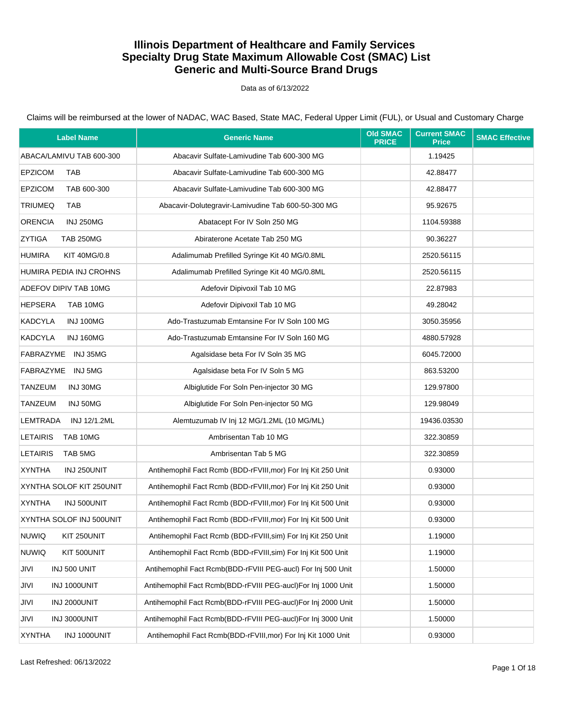# Illinois Department of Healthcare and Family Services
# Specialty Drug State Maximum Allowable Cost (SMAC) List
# Generic and Multi-Source Brand Drugs

Data as of 6/13/2022

Claims will be reimbursed at the lower of NADAC, WAC Based, State MAC, Federal Upper Limit (FUL), or Usual and Customary Charge

| Label Name | Generic Name | Old SMAC PRICE | Current SMAC Price | SMAC Effective |
|---|---|---|---|---|
| ABACA/LAMIVU TAB 600-300 | Abacavir Sulfate-Lamivudine Tab 600-300 MG | | 1.19425 | |
| EPZICOM TAB | Abacavir Sulfate-Lamivudine Tab 600-300 MG | | 42.88477 | |
| EPZICOM TAB 600-300 | Abacavir Sulfate-Lamivudine Tab 600-300 MG | | 42.88477 | |
| TRIUMEQ TAB | Abacavir-Dolutegravir-Lamivudine Tab 600-50-300 MG | | 95.92675 | |
| ORENCIA INJ 250MG | Abatacept For IV Soln 250 MG | | 1104.59388 | |
| ZYTIGA TAB 250MG | Abiraterone Acetate Tab 250 MG | | 90.36227 | |
| HUMIRA KIT 40MG/0.8 | Adalimumab Prefilled Syringe Kit 40 MG/0.8ML | | 2520.56115 | |
| HUMIRA PEDIA INJ CROHNS | Adalimumab Prefilled Syringe Kit 40 MG/0.8ML | | 2520.56115 | |
| ADEFOV DIPIV TAB 10MG | Adefovir Dipivoxil Tab 10 MG | | 22.87983 | |
| HEPSERA TAB 10MG | Adefovir Dipivoxil Tab 10 MG | | 49.28042 | |
| KADCYLA INJ 100MG | Ado-Trastuzumab Emtansine For IV Soln 100 MG | | 3050.35956 | |
| KADCYLA INJ 160MG | Ado-Trastuzumab Emtansine For IV Soln 160 MG | | 4880.57928 | |
| FABRAZYME INJ 35MG | Agalsidase beta For IV Soln 35 MG | | 6045.72000 | |
| FABRAZYME INJ 5MG | Agalsidase beta For IV Soln 5 MG | | 863.53200 | |
| TANZEUM INJ 30MG | Albiglutide For Soln Pen-injector 30 MG | | 129.97800 | |
| TANZEUM INJ 50MG | Albiglutide For Soln Pen-injector 50 MG | | 129.98049 | |
| LEMTRADA INJ 12/1.2ML | Alemtuzumab IV Inj 12 MG/1.2ML (10 MG/ML) | | 19436.03530 | |
| LETAIRIS TAB 10MG | Ambrisentan Tab 10 MG | | 322.30859 | |
| LETAIRIS TAB 5MG | Ambrisentan Tab 5 MG | | 322.30859 | |
| XYNTHA INJ 250UNIT | Antihemophil Fact Rcmb (BDD-rFVIII,mor) For Inj Kit 250 Unit | | 0.93000 | |
| XYNTHA SOLOF KIT 250UNIT | Antihemophil Fact Rcmb (BDD-rFVIII,mor) For Inj Kit 250 Unit | | 0.93000 | |
| XYNTHA INJ 500UNIT | Antihemophil Fact Rcmb (BDD-rFVIII,mor) For Inj Kit 500 Unit | | 0.93000 | |
| XYNTHA SOLOF INJ 500UNIT | Antihemophil Fact Rcmb (BDD-rFVIII,mor) For Inj Kit 500 Unit | | 0.93000 | |
| NUWIQ KIT 250UNIT | Antihemophil Fact Rcmb (BDD-rFVIII,sim) For Inj Kit 250 Unit | | 1.19000 | |
| NUWIQ KIT 500UNIT | Antihemophil Fact Rcmb (BDD-rFVIII,sim) For Inj Kit 500 Unit | | 1.19000 | |
| JIVI INJ 500 UNIT | Antihemophil Fact Rcmb(BDD-rFVIII PEG-aucl) For Inj 500 Unit | | 1.50000 | |
| JIVI INJ 1000UNIT | Antihemophil Fact Rcmb(BDD-rFVIII PEG-aucl)For Inj 1000 Unit | | 1.50000 | |
| JIVI INJ 2000UNIT | Antihemophil Fact Rcmb(BDD-rFVIII PEG-aucl)For Inj 2000 Unit | | 1.50000 | |
| JIVI INJ 3000UNIT | Antihemophil Fact Rcmb(BDD-rFVIII PEG-aucl)For Inj 3000 Unit | | 1.50000 | |
| XYNTHA INJ 1000UNIT | Antihemophil Fact Rcmb(BDD-rFVIII,mor) For Inj Kit 1000 Unit | | 0.93000 | |

Last Refreshed: 06/13/2022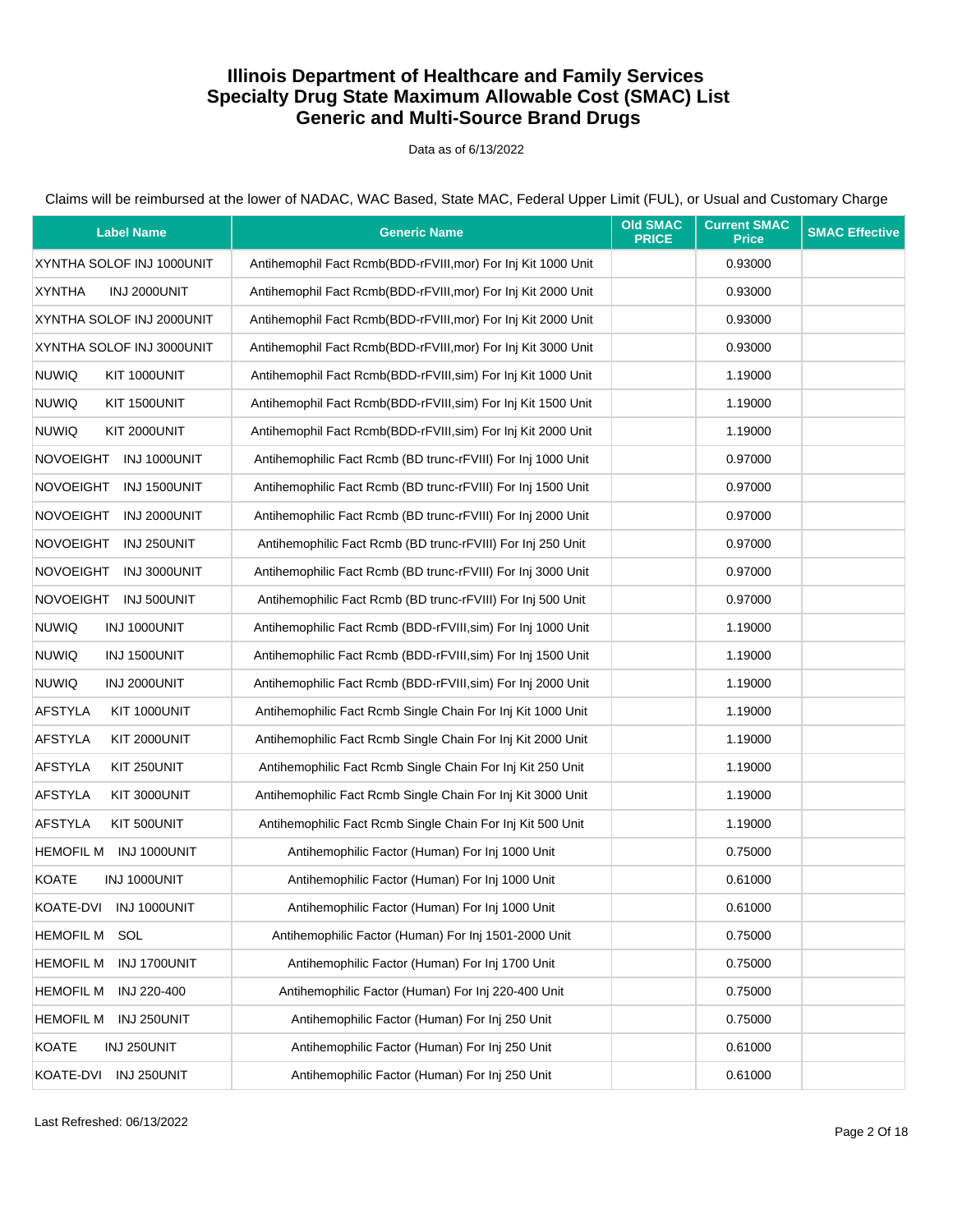# Illinois Department of Healthcare and Family Services
# Specialty Drug State Maximum Allowable Cost (SMAC) List
# Generic and Multi-Source Brand Drugs

Data as of 6/13/2022

Claims will be reimbursed at the lower of NADAC, WAC Based, State MAC, Federal Upper Limit (FUL), or Usual and Customary Charge

| Label Name | Generic Name | Old SMAC PRICE | Current SMAC Price | SMAC Effective |
|---|---|---|---|---|
| XYNTHA SOLOF INJ 1000UNIT | Antihemophil Fact Rcmb(BDD-rFVIII,mor) For Inj Kit 1000 Unit | | 0.93000 | |
| XYNTHA INJ 2000UNIT | Antihemophil Fact Rcmb(BDD-rFVIII,mor) For Inj Kit 2000 Unit | | 0.93000 | |
| XYNTHA SOLOF INJ 2000UNIT | Antihemophil Fact Rcmb(BDD-rFVIII,mor) For Inj Kit 2000 Unit | | 0.93000 | |
| XYNTHA SOLOF INJ 3000UNIT | Antihemophil Fact Rcmb(BDD-rFVIII,mor) For Inj Kit 3000 Unit | | 0.93000 | |
| NUWIQ KIT 1000UNIT | Antihemophil Fact Rcmb(BDD-rFVIII,sim) For Inj Kit 1000 Unit | | 1.19000 | |
| NUWIQ KIT 1500UNIT | Antihemophil Fact Rcmb(BDD-rFVIII,sim) For Inj Kit 1500 Unit | | 1.19000 | |
| NUWIQ KIT 2000UNIT | Antihemophil Fact Rcmb(BDD-rFVIII,sim) For Inj Kit 2000 Unit | | 1.19000 | |
| NOVOEIGHT INJ 1000UNIT | Antihemophilic Fact Rcmb (BD trunc-rFVIII) For Inj 1000 Unit | | 0.97000 | |
| NOVOEIGHT INJ 1500UNIT | Antihemophilic Fact Rcmb (BD trunc-rFVIII) For Inj 1500 Unit | | 0.97000 | |
| NOVOEIGHT INJ 2000UNIT | Antihemophilic Fact Rcmb (BD trunc-rFVIII) For Inj 2000 Unit | | 0.97000 | |
| NOVOEIGHT INJ 250UNIT | Antihemophilic Fact Rcmb (BD trunc-rFVIII) For Inj 250 Unit | | 0.97000 | |
| NOVOEIGHT INJ 3000UNIT | Antihemophilic Fact Rcmb (BD trunc-rFVIII) For Inj 3000 Unit | | 0.97000 | |
| NOVOEIGHT INJ 500UNIT | Antihemophilic Fact Rcmb (BD trunc-rFVIII) For Inj 500 Unit | | 0.97000 | |
| NUWIQ INJ 1000UNIT | Antihemophilic Fact Rcmb (BDD-rFVIII,sim) For Inj 1000 Unit | | 1.19000 | |
| NUWIQ INJ 1500UNIT | Antihemophilic Fact Rcmb (BDD-rFVIII,sim) For Inj 1500 Unit | | 1.19000 | |
| NUWIQ INJ 2000UNIT | Antihemophilic Fact Rcmb (BDD-rFVIII,sim) For Inj 2000 Unit | | 1.19000 | |
| AFSTYLA KIT 1000UNIT | Antihemophilic Fact Rcmb Single Chain For Inj Kit 1000 Unit | | 1.19000 | |
| AFSTYLA KIT 2000UNIT | Antihemophilic Fact Rcmb Single Chain For Inj Kit 2000 Unit | | 1.19000 | |
| AFSTYLA KIT 250UNIT | Antihemophilic Fact Rcmb Single Chain For Inj Kit 250 Unit | | 1.19000 | |
| AFSTYLA KIT 3000UNIT | Antihemophilic Fact Rcmb Single Chain For Inj Kit 3000 Unit | | 1.19000 | |
| AFSTYLA KIT 500UNIT | Antihemophilic Fact Rcmb Single Chain For Inj Kit 500 Unit | | 1.19000 | |
| HEMOFIL M INJ 1000UNIT | Antihemophilic Factor (Human) For Inj 1000 Unit | | 0.75000 | |
| KOATE INJ 1000UNIT | Antihemophilic Factor (Human) For Inj 1000 Unit | | 0.61000 | |
| KOATE-DVI INJ 1000UNIT | Antihemophilic Factor (Human) For Inj 1000 Unit | | 0.61000 | |
| HEMOFIL M SOL | Antihemophilic Factor (Human) For Inj 1501-2000 Unit | | 0.75000 | |
| HEMOFIL M INJ 1700UNIT | Antihemophilic Factor (Human) For Inj 1700 Unit | | 0.75000 | |
| HEMOFIL M INJ 220-400 | Antihemophilic Factor (Human) For Inj 220-400 Unit | | 0.75000 | |
| HEMOFIL M INJ 250UNIT | Antihemophilic Factor (Human) For Inj 250 Unit | | 0.75000 | |
| KOATE INJ 250UNIT | Antihemophilic Factor (Human) For Inj 250 Unit | | 0.61000 | |
| KOATE-DVI INJ 250UNIT | Antihemophilic Factor (Human) For Inj 250 Unit | | 0.61000 | |

Last Refreshed: 06/13/2022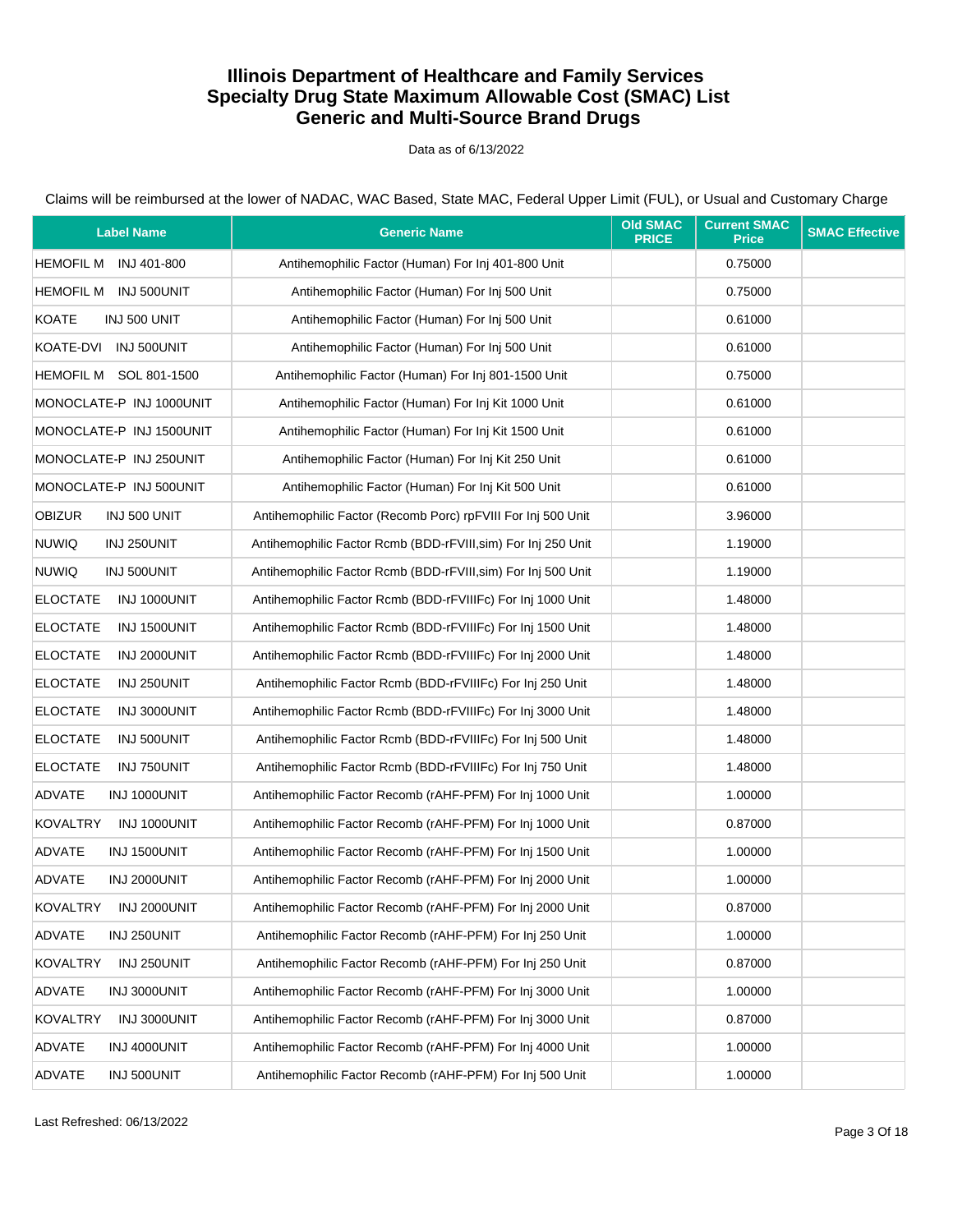# Illinois Department of Healthcare and Family Services
# Specialty Drug State Maximum Allowable Cost (SMAC) List
# Generic and Multi-Source Brand Drugs

Data as of 6/13/2022

Claims will be reimbursed at the lower of NADAC, WAC Based, State MAC, Federal Upper Limit (FUL), or Usual and Customary Charge

| Label Name | Generic Name | Old SMAC PRICE | Current SMAC Price | SMAC Effective |
|---|---|---|---|---|
| HEMOFIL M INJ 401-800 | Antihemophilic Factor (Human) For Inj 401-800 Unit | | 0.75000 | |
| HEMOFIL M INJ 500UNIT | Antihemophilic Factor (Human) For Inj 500 Unit | | 0.75000 | |
| KOATE INJ 500 UNIT | Antihemophilic Factor (Human) For Inj 500 Unit | | 0.61000 | |
| KOATE-DVI INJ 500UNIT | Antihemophilic Factor (Human) For Inj 500 Unit | | 0.61000 | |
| HEMOFIL M SOL 801-1500 | Antihemophilic Factor (Human) For Inj 801-1500 Unit | | 0.75000 | |
| MONOCLATE-P INJ 1000UNIT | Antihemophilic Factor (Human) For Inj Kit 1000 Unit | | 0.61000 | |
| MONOCLATE-P INJ 1500UNIT | Antihemophilic Factor (Human) For Inj Kit 1500 Unit | | 0.61000 | |
| MONOCLATE-P INJ 250UNIT | Antihemophilic Factor (Human) For Inj Kit 250 Unit | | 0.61000 | |
| MONOCLATE-P INJ 500UNIT | Antihemophilic Factor (Human) For Inj Kit 500 Unit | | 0.61000 | |
| OBIZUR INJ 500 UNIT | Antihemophilic Factor (Recomb Porc) rpFVIII For Inj 500 Unit | | 3.96000 | |
| NUWIQ INJ 250UNIT | Antihemophilic Factor Rcmb (BDD-rFVIII,sim) For Inj 250 Unit | | 1.19000 | |
| NUWIQ INJ 500UNIT | Antihemophilic Factor Rcmb (BDD-rFVIII,sim) For Inj 500 Unit | | 1.19000 | |
| ELOCTATE INJ 1000UNIT | Antihemophilic Factor Rcmb (BDD-rFVIIIFc) For Inj 1000 Unit | | 1.48000 | |
| ELOCTATE INJ 1500UNIT | Antihemophilic Factor Rcmb (BDD-rFVIIIFc) For Inj 1500 Unit | | 1.48000 | |
| ELOCTATE INJ 2000UNIT | Antihemophilic Factor Rcmb (BDD-rFVIIIFc) For Inj 2000 Unit | | 1.48000 | |
| ELOCTATE INJ 250UNIT | Antihemophilic Factor Rcmb (BDD-rFVIIIFc) For Inj 250 Unit | | 1.48000 | |
| ELOCTATE INJ 3000UNIT | Antihemophilic Factor Rcmb (BDD-rFVIIIFc) For Inj 3000 Unit | | 1.48000 | |
| ELOCTATE INJ 500UNIT | Antihemophilic Factor Rcmb (BDD-rFVIIIFc) For Inj 500 Unit | | 1.48000 | |
| ELOCTATE INJ 750UNIT | Antihemophilic Factor Rcmb (BDD-rFVIIIFc) For Inj 750 Unit | | 1.48000 | |
| ADVATE INJ 1000UNIT | Antihemophilic Factor Recomb (rAHF-PFM) For Inj 1000 Unit | | 1.00000 | |
| KOVALTRY INJ 1000UNIT | Antihemophilic Factor Recomb (rAHF-PFM) For Inj 1000 Unit | | 0.87000 | |
| ADVATE INJ 1500UNIT | Antihemophilic Factor Recomb (rAHF-PFM) For Inj 1500 Unit | | 1.00000 | |
| ADVATE INJ 2000UNIT | Antihemophilic Factor Recomb (rAHF-PFM) For Inj 2000 Unit | | 1.00000 | |
| KOVALTRY INJ 2000UNIT | Antihemophilic Factor Recomb (rAHF-PFM) For Inj 2000 Unit | | 0.87000 | |
| ADVATE INJ 250UNIT | Antihemophilic Factor Recomb (rAHF-PFM) For Inj 250 Unit | | 1.00000 | |
| KOVALTRY INJ 250UNIT | Antihemophilic Factor Recomb (rAHF-PFM) For Inj 250 Unit | | 0.87000 | |
| ADVATE INJ 3000UNIT | Antihemophilic Factor Recomb (rAHF-PFM) For Inj 3000 Unit | | 1.00000 | |
| KOVALTRY INJ 3000UNIT | Antihemophilic Factor Recomb (rAHF-PFM) For Inj 3000 Unit | | 0.87000 | |
| ADVATE INJ 4000UNIT | Antihemophilic Factor Recomb (rAHF-PFM) For Inj 4000 Unit | | 1.00000 | |
| ADVATE INJ 500UNIT | Antihemophilic Factor Recomb (rAHF-PFM) For Inj 500 Unit | | 1.00000 | |

Last Refreshed: 06/13/2022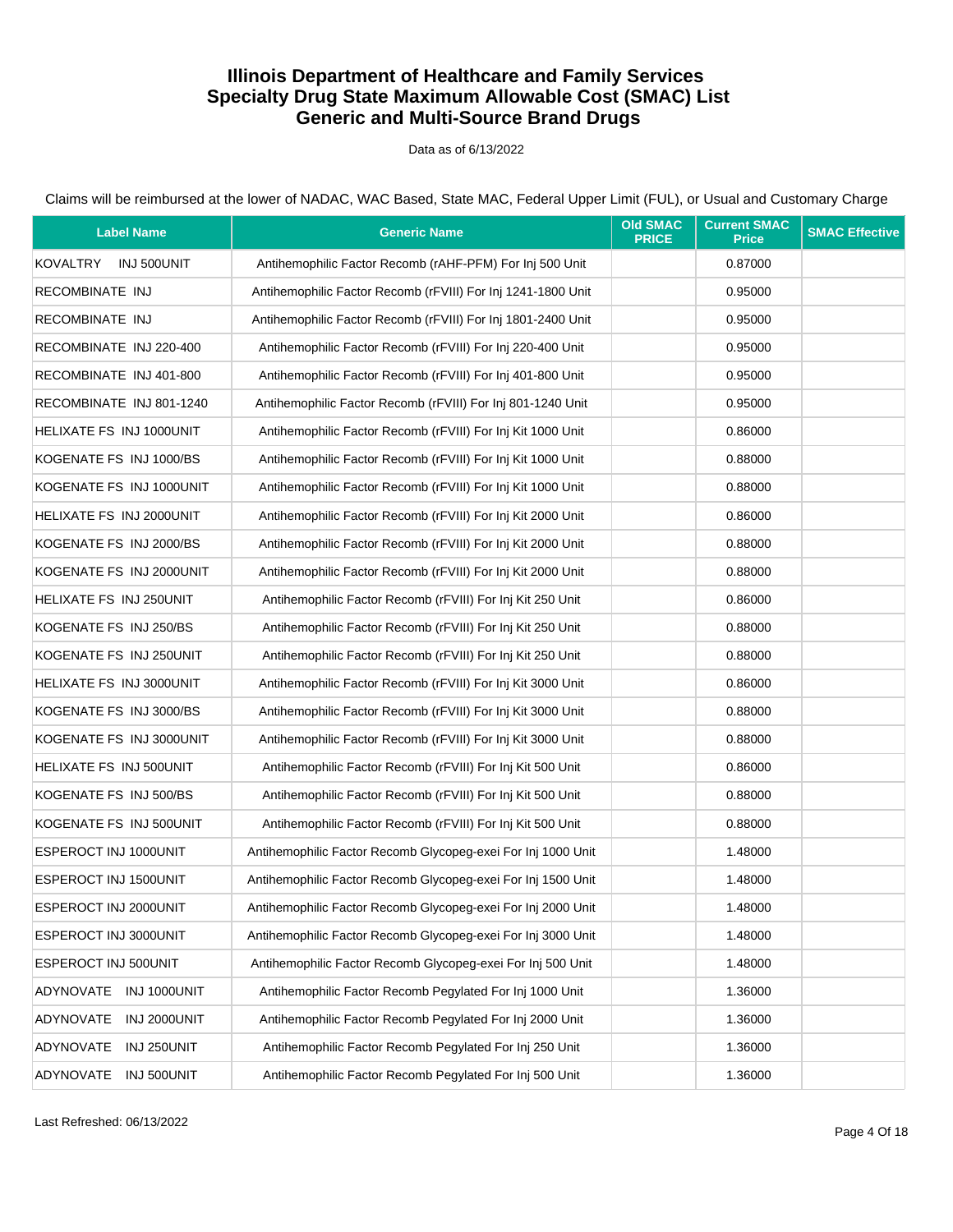# Illinois Department of Healthcare and Family Services
# Specialty Drug State Maximum Allowable Cost (SMAC) List
# Generic and Multi-Source Brand Drugs

Data as of 6/13/2022

Claims will be reimbursed at the lower of NADAC, WAC Based, State MAC, Federal Upper Limit (FUL), or Usual and Customary Charge

| Label Name | Generic Name | Old SMAC PRICE | Current SMAC Price | SMAC Effective |
|---|---|---|---|---|
| KOVALTRY INJ 500UNIT | Antihemophilic Factor Recomb (rAHF-PFM) For Inj 500 Unit | | 0.87000 | |
| RECOMBINATE INJ | Antihemophilic Factor Recomb (rFVIII) For Inj 1241-1800 Unit | | 0.95000 | |
| RECOMBINATE INJ | Antihemophilic Factor Recomb (rFVIII) For Inj 1801-2400 Unit | | 0.95000 | |
| RECOMBINATE INJ 220-400 | Antihemophilic Factor Recomb (rFVIII) For Inj 220-400 Unit | | 0.95000 | |
| RECOMBINATE INJ 401-800 | Antihemophilic Factor Recomb (rFVIII) For Inj 401-800 Unit | | 0.95000 | |
| RECOMBINATE INJ 801-1240 | Antihemophilic Factor Recomb (rFVIII) For Inj 801-1240 Unit | | 0.95000 | |
| HELIXATE FS INJ 1000UNIT | Antihemophilic Factor Recomb (rFVIII) For Inj Kit 1000 Unit | | 0.86000 | |
| KOGENATE FS INJ 1000/BS | Antihemophilic Factor Recomb (rFVIII) For Inj Kit 1000 Unit | | 0.88000 | |
| KOGENATE FS INJ 1000UNIT | Antihemophilic Factor Recomb (rFVIII) For Inj Kit 1000 Unit | | 0.88000 | |
| HELIXATE FS INJ 2000UNIT | Antihemophilic Factor Recomb (rFVIII) For Inj Kit 2000 Unit | | 0.86000 | |
| KOGENATE FS INJ 2000/BS | Antihemophilic Factor Recomb (rFVIII) For Inj Kit 2000 Unit | | 0.88000 | |
| KOGENATE FS INJ 2000UNIT | Antihemophilic Factor Recomb (rFVIII) For Inj Kit 2000 Unit | | 0.88000 | |
| HELIXATE FS INJ 250UNIT | Antihemophilic Factor Recomb (rFVIII) For Inj Kit 250 Unit | | 0.86000 | |
| KOGENATE FS INJ 250/BS | Antihemophilic Factor Recomb (rFVIII) For Inj Kit 250 Unit | | 0.88000 | |
| KOGENATE FS INJ 250UNIT | Antihemophilic Factor Recomb (rFVIII) For Inj Kit 250 Unit | | 0.88000 | |
| HELIXATE FS INJ 3000UNIT | Antihemophilic Factor Recomb (rFVIII) For Inj Kit 3000 Unit | | 0.86000 | |
| KOGENATE FS INJ 3000/BS | Antihemophilic Factor Recomb (rFVIII) For Inj Kit 3000 Unit | | 0.88000 | |
| KOGENATE FS INJ 3000UNIT | Antihemophilic Factor Recomb (rFVIII) For Inj Kit 3000 Unit | | 0.88000 | |
| HELIXATE FS INJ 500UNIT | Antihemophilic Factor Recomb (rFVIII) For Inj Kit 500 Unit | | 0.86000 | |
| KOGENATE FS INJ 500/BS | Antihemophilic Factor Recomb (rFVIII) For Inj Kit 500 Unit | | 0.88000 | |
| KOGENATE FS INJ 500UNIT | Antihemophilic Factor Recomb (rFVIII) For Inj Kit 500 Unit | | 0.88000 | |
| ESPEROCT INJ 1000UNIT | Antihemophilic Factor Recomb Glycopeg-exei For Inj 1000 Unit | | 1.48000 | |
| ESPEROCT INJ 1500UNIT | Antihemophilic Factor Recomb Glycopeg-exei For Inj 1500 Unit | | 1.48000 | |
| ESPEROCT INJ 2000UNIT | Antihemophilic Factor Recomb Glycopeg-exei For Inj 2000 Unit | | 1.48000 | |
| ESPEROCT INJ 3000UNIT | Antihemophilic Factor Recomb Glycopeg-exei For Inj 3000 Unit | | 1.48000 | |
| ESPEROCT INJ 500UNIT | Antihemophilic Factor Recomb Glycopeg-exei For Inj 500 Unit | | 1.48000 | |
| ADYNOVATE INJ 1000UNIT | Antihemophilic Factor Recomb Pegylated For Inj 1000 Unit | | 1.36000 | |
| ADYNOVATE INJ 2000UNIT | Antihemophilic Factor Recomb Pegylated For Inj 2000 Unit | | 1.36000 | |
| ADYNOVATE INJ 250UNIT | Antihemophilic Factor Recomb Pegylated For Inj 250 Unit | | 1.36000 | |
| ADYNOVATE INJ 500UNIT | Antihemophilic Factor Recomb Pegylated For Inj 500 Unit | | 1.36000 | |

Last Refreshed: 06/13/2022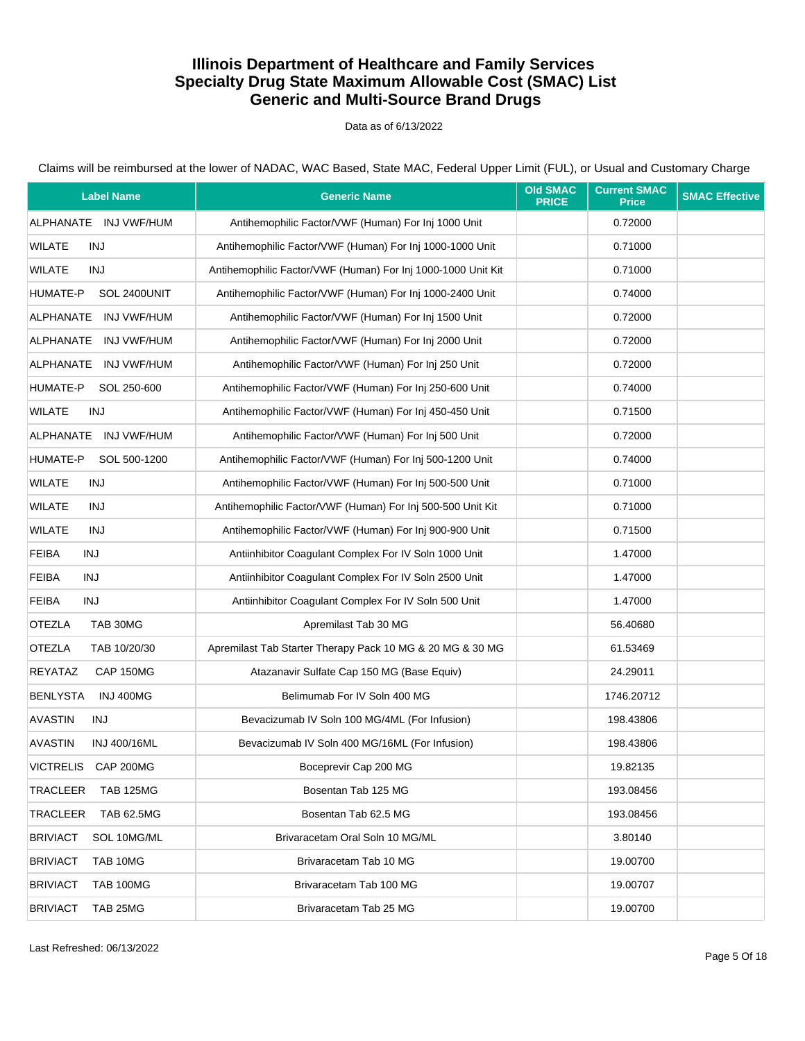# Illinois Department of Healthcare and Family Services
# Specialty Drug State Maximum Allowable Cost (SMAC) List
# Generic and Multi-Source Brand Drugs

Data as of 6/13/2022

Claims will be reimbursed at the lower of NADAC, WAC Based, State MAC, Federal Upper Limit (FUL), or Usual and Customary Charge

| Label Name | Generic Name | Old SMAC PRICE | Current SMAC Price | SMAC Effective |
|---|---|---|---|---|
| ALPHANATE INJ VWF/HUM | Antihemophilic Factor/VWF (Human) For Inj 1000 Unit | | 0.72000 | |
| WILATE INJ | Antihemophilic Factor/VWF (Human) For Inj 1000-1000 Unit | | 0.71000 | |
| WILATE INJ | Antihemophilic Factor/VWF (Human) For Inj 1000-1000 Unit Kit | | 0.71000 | |
| HUMATE-P SOL 2400UNIT | Antihemophilic Factor/VWF (Human) For Inj 1000-2400 Unit | | 0.74000 | |
| ALPHANATE INJ VWF/HUM | Antihemophilic Factor/VWF (Human) For Inj 1500 Unit | | 0.72000 | |
| ALPHANATE INJ VWF/HUM | Antihemophilic Factor/VWF (Human) For Inj 2000 Unit | | 0.72000 | |
| ALPHANATE INJ VWF/HUM | Antihemophilic Factor/VWF (Human) For Inj 250 Unit | | 0.72000 | |
| HUMATE-P SOL 250-600 | Antihemophilic Factor/VWF (Human) For Inj 250-600 Unit | | 0.74000 | |
| WILATE INJ | Antihemophilic Factor/VWF (Human) For Inj 450-450 Unit | | 0.71500 | |
| ALPHANATE INJ VWF/HUM | Antihemophilic Factor/VWF (Human) For Inj 500 Unit | | 0.72000 | |
| HUMATE-P SOL 500-1200 | Antihemophilic Factor/VWF (Human) For Inj 500-1200 Unit | | 0.74000 | |
| WILATE INJ | Antihemophilic Factor/VWF (Human) For Inj 500-500 Unit | | 0.71000 | |
| WILATE INJ | Antihemophilic Factor/VWF (Human) For Inj 500-500 Unit Kit | | 0.71000 | |
| WILATE INJ | Antihemophilic Factor/VWF (Human) For Inj 900-900 Unit | | 0.71500 | |
| FEIBA INJ | Antiinhibitor Coagulant Complex For IV Soln 1000 Unit | | 1.47000 | |
| FEIBA INJ | Antiinhibitor Coagulant Complex For IV Soln 2500 Unit | | 1.47000 | |
| FEIBA INJ | Antiinhibitor Coagulant Complex For IV Soln 500 Unit | | 1.47000 | |
| OTEZLA TAB 30MG | Apremilast Tab 30 MG | | 56.40680 | |
| OTEZLA TAB 10/20/30 | Apremilast Tab Starter Therapy Pack 10 MG & 20 MG & 30 MG | | 61.53469 | |
| REYATAZ CAP 150MG | Atazanavir Sulfate Cap 150 MG (Base Equiv) | | 24.29011 | |
| BENLYSTA INJ 400MG | Belimumab For IV Soln 400 MG | | 1746.20712 | |
| AVASTIN INJ | Bevacizumab IV Soln 100 MG/4ML (For Infusion) | | 198.43806 | |
| AVASTIN INJ 400/16ML | Bevacizumab IV Soln 400 MG/16ML (For Infusion) | | 198.43806 | |
| VICTRELIS CAP 200MG | Boceprevir Cap 200 MG | | 19.82135 | |
| TRACLEER TAB 125MG | Bosentan Tab 125 MG | | 193.08456 | |
| TRACLEER TAB 62.5MG | Bosentan Tab 62.5 MG | | 193.08456 | |
| BRIVIACT SOL 10MG/ML | Brivaracetam Oral Soln 10 MG/ML | | 3.80140 | |
| BRIVIACT TAB 10MG | Brivaracetam Tab 10 MG | | 19.00700 | |
| BRIVIACT TAB 100MG | Brivaracetam Tab 100 MG | | 19.00707 | |
| BRIVIACT TAB 25MG | Brivaracetam Tab 25 MG | | 19.00700 | |

Last Refreshed: 06/13/2022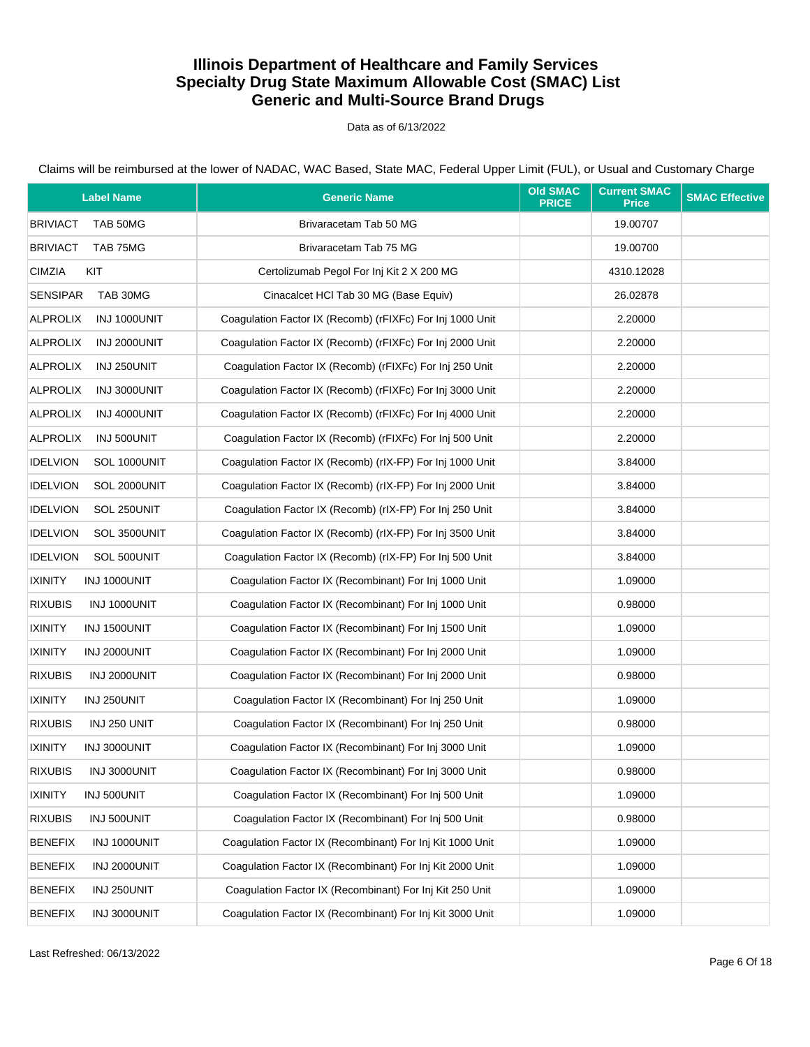# Illinois Department of Healthcare and Family Services
## Specialty Drug State Maximum Allowable Cost (SMAC) List
## Generic and Multi-Source Brand Drugs

Data as of 6/13/2022

Claims will be reimbursed at the lower of NADAC, WAC Based, State MAC, Federal Upper Limit (FUL), or Usual and Customary Charge

| Label Name | Generic Name | Old SMAC PRICE | Current SMAC Price | SMAC Effective |
|---|---|---|---|---|
| BRIVIACT TAB 50MG | Brivaracetam Tab 50 MG | | 19.00707 | |
| BRIVIACT TAB 75MG | Brivaracetam Tab 75 MG | | 19.00700 | |
| CIMZIA KIT | Certolizumab Pegol For Inj Kit 2 X 200 MG | | 4310.12028 | |
| SENSIPAR TAB 30MG | Cinacalcet HCl Tab 30 MG (Base Equiv) | | 26.02878 | |
| ALPROLIX INJ 1000UNIT | Coagulation Factor IX (Recomb) (rFIXFc) For Inj 1000 Unit | | 2.20000 | |
| ALPROLIX INJ 2000UNIT | Coagulation Factor IX (Recomb) (rFIXFc) For Inj 2000 Unit | | 2.20000 | |
| ALPROLIX INJ 250UNIT | Coagulation Factor IX (Recomb) (rFIXFc) For Inj 250 Unit | | 2.20000 | |
| ALPROLIX INJ 3000UNIT | Coagulation Factor IX (Recomb) (rFIXFc) For Inj 3000 Unit | | 2.20000 | |
| ALPROLIX INJ 4000UNIT | Coagulation Factor IX (Recomb) (rFIXFc) For Inj 4000 Unit | | 2.20000 | |
| ALPROLIX INJ 500UNIT | Coagulation Factor IX (Recomb) (rFIXFc) For Inj 500 Unit | | 2.20000 | |
| IDELVION SOL 1000UNIT | Coagulation Factor IX (Recomb) (rIX-FP) For Inj 1000 Unit | | 3.84000 | |
| IDELVION SOL 2000UNIT | Coagulation Factor IX (Recomb) (rIX-FP) For Inj 2000 Unit | | 3.84000 | |
| IDELVION SOL 250UNIT | Coagulation Factor IX (Recomb) (rIX-FP) For Inj 250 Unit | | 3.84000 | |
| IDELVION SOL 3500UNIT | Coagulation Factor IX (Recomb) (rIX-FP) For Inj 3500 Unit | | 3.84000 | |
| IDELVION SOL 500UNIT | Coagulation Factor IX (Recomb) (rIX-FP) For Inj 500 Unit | | 3.84000 | |
| IXINITY INJ 1000UNIT | Coagulation Factor IX (Recombinant) For Inj 1000 Unit | | 1.09000 | |
| RIXUBIS INJ 1000UNIT | Coagulation Factor IX (Recombinant) For Inj 1000 Unit | | 0.98000 | |
| IXINITY INJ 1500UNIT | Coagulation Factor IX (Recombinant) For Inj 1500 Unit | | 1.09000 | |
| IXINITY INJ 2000UNIT | Coagulation Factor IX (Recombinant) For Inj 2000 Unit | | 1.09000 | |
| RIXUBIS INJ 2000UNIT | Coagulation Factor IX (Recombinant) For Inj 2000 Unit | | 0.98000 | |
| IXINITY INJ 250UNIT | Coagulation Factor IX (Recombinant) For Inj 250 Unit | | 1.09000 | |
| RIXUBIS INJ 250 UNIT | Coagulation Factor IX (Recombinant) For Inj 250 Unit | | 0.98000 | |
| IXINITY INJ 3000UNIT | Coagulation Factor IX (Recombinant) For Inj 3000 Unit | | 1.09000 | |
| RIXUBIS INJ 3000UNIT | Coagulation Factor IX (Recombinant) For Inj 3000 Unit | | 0.98000 | |
| IXINITY INJ 500UNIT | Coagulation Factor IX (Recombinant) For Inj 500 Unit | | 1.09000 | |
| RIXUBIS INJ 500UNIT | Coagulation Factor IX (Recombinant) For Inj 500 Unit | | 0.98000 | |
| BENEFIX INJ 1000UNIT | Coagulation Factor IX (Recombinant) For Inj Kit 1000 Unit | | 1.09000 | |
| BENEFIX INJ 2000UNIT | Coagulation Factor IX (Recombinant) For Inj Kit 2000 Unit | | 1.09000 | |
| BENEFIX INJ 250UNIT | Coagulation Factor IX (Recombinant) For Inj Kit 250 Unit | | 1.09000 | |
| BENEFIX INJ 3000UNIT | Coagulation Factor IX (Recombinant) For Inj Kit 3000 Unit | | 1.09000 | |

Last Refreshed: 06/13/2022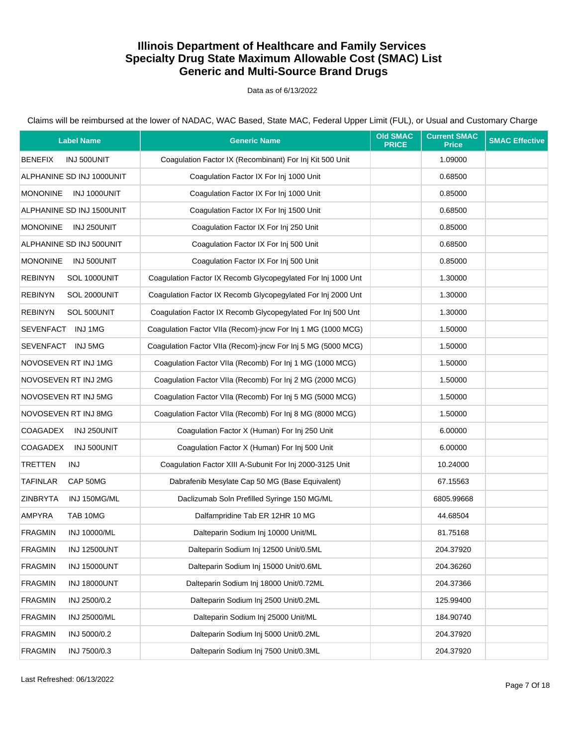# Illinois Department of Healthcare and Family Services
## Specialty Drug State Maximum Allowable Cost (SMAC) List
## Generic and Multi-Source Brand Drugs

Data as of 6/13/2022

Claims will be reimbursed at the lower of NADAC, WAC Based, State MAC, Federal Upper Limit (FUL), or Usual and Customary Charge

| Label Name | Generic Name | Old SMAC PRICE | Current SMAC Price | SMAC Effective |
|---|---|---|---|---|
| BENEFIX INJ 500UNIT | Coagulation Factor IX (Recombinant) For Inj Kit 500 Unit | | 1.09000 | |
| ALPHANINE SD INJ 1000UNIT | Coagulation Factor IX For Inj 1000 Unit | | 0.68500 | |
| MONONINE INJ 1000UNIT | Coagulation Factor IX For Inj 1000 Unit | | 0.85000 | |
| ALPHANINE SD INJ 1500UNIT | Coagulation Factor IX For Inj 1500 Unit | | 0.68500 | |
| MONONINE INJ 250UNIT | Coagulation Factor IX For Inj 250 Unit | | 0.85000 | |
| ALPHANINE SD INJ 500UNIT | Coagulation Factor IX For Inj 500 Unit | | 0.68500 | |
| MONONINE INJ 500UNIT | Coagulation Factor IX For Inj 500 Unit | | 0.85000 | |
| REBINYN SOL 1000UNIT | Coagulation Factor IX Recomb Glycopegylated For Inj 1000 Unt | | 1.30000 | |
| REBINYN SOL 2000UNIT | Coagulation Factor IX Recomb Glycopegylated For Inj 2000 Unt | | 1.30000 | |
| REBINYN SOL 500UNIT | Coagulation Factor IX Recomb Glycopegylated For Inj 500 Unt | | 1.30000 | |
| SEVENFACT INJ 1MG | Coagulation Factor VIIa (Recom)-jncw For Inj 1 MG (1000 MCG) | | 1.50000 | |
| SEVENFACT INJ 5MG | Coagulation Factor VIIa (Recom)-jncw For Inj 5 MG (5000 MCG) | | 1.50000 | |
| NOVOSEVEN RT INJ 1MG | Coagulation Factor VIIa (Recomb) For Inj 1 MG (1000 MCG) | | 1.50000 | |
| NOVOSEVEN RT INJ 2MG | Coagulation Factor VIIa (Recomb) For Inj 2 MG (2000 MCG) | | 1.50000 | |
| NOVOSEVEN RT INJ 5MG | Coagulation Factor VIIa (Recomb) For Inj 5 MG (5000 MCG) | | 1.50000 | |
| NOVOSEVEN RT INJ 8MG | Coagulation Factor VIIa (Recomb) For Inj 8 MG (8000 MCG) | | 1.50000 | |
| COAGADEX INJ 250UNIT | Coagulation Factor X (Human) For Inj 250 Unit | | 6.00000 | |
| COAGADEX INJ 500UNIT | Coagulation Factor X (Human) For Inj 500 Unit | | 6.00000 | |
| TRETTEN INJ | Coagulation Factor XIII A-Subunit For Inj 2000-3125 Unit | | 10.24000 | |
| TAFINLAR CAP 50MG | Dabrafenib Mesylate Cap 50 MG (Base Equivalent) | | 67.15563 | |
| ZINBRYTA INJ 150MG/ML | Daclizumab Soln Prefilled Syringe 150 MG/ML | | 6805.99668 | |
| AMPYRA TAB 10MG | Dalfampridine Tab ER 12HR 10 MG | | 44.68504 | |
| FRAGMIN INJ 10000/ML | Dalteparin Sodium Inj 10000 Unit/ML | | 81.75168 | |
| FRAGMIN INJ 12500UNT | Dalteparin Sodium Inj 12500 Unit/0.5ML | | 204.37920 | |
| FRAGMIN INJ 15000UNT | Dalteparin Sodium Inj 15000 Unit/0.6ML | | 204.36260 | |
| FRAGMIN INJ 18000UNT | Dalteparin Sodium Inj 18000 Unit/0.72ML | | 204.37366 | |
| FRAGMIN INJ 2500/0.2 | Dalteparin Sodium Inj 2500 Unit/0.2ML | | 125.99400 | |
| FRAGMIN INJ 25000/ML | Dalteparin Sodium Inj 25000 Unit/ML | | 184.90740 | |
| FRAGMIN INJ 5000/0.2 | Dalteparin Sodium Inj 5000 Unit/0.2ML | | 204.37920 | |
| FRAGMIN INJ 7500/0.3 | Dalteparin Sodium Inj 7500 Unit/0.3ML | | 204.37920 | |

Last Refreshed: 06/13/2022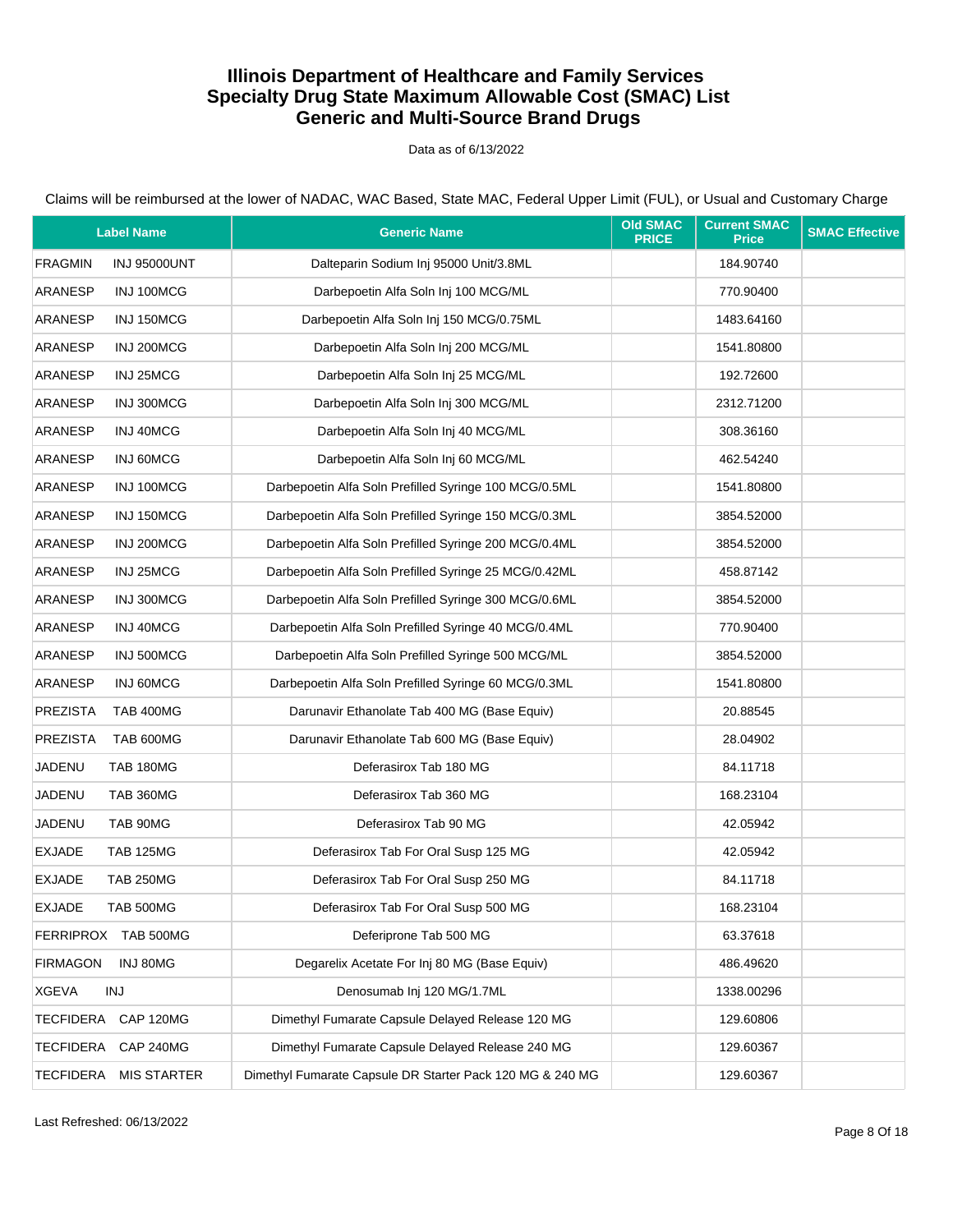# Illinois Department of Healthcare and Family Services
## Specialty Drug State Maximum Allowable Cost (SMAC) List
## Generic and Multi-Source Brand Drugs

Data as of 6/13/2022

Claims will be reimbursed at the lower of NADAC, WAC Based, State MAC, Federal Upper Limit (FUL), or Usual and Customary Charge

| Label Name | Generic Name | Old SMAC PRICE | Current SMAC Price | SMAC Effective |
|---|---|---|---|---|
| FRAGMIN INJ 95000UNT | Dalteparin Sodium Inj 95000 Unit/3.8ML | | 184.90740 | |
| ARANESP INJ 100MCG | Darbepoetin Alfa Soln Inj 100 MCG/ML | | 770.90400 | |
| ARANESP INJ 150MCG | Darbepoetin Alfa Soln Inj 150 MCG/0.75ML | | 1483.64160 | |
| ARANESP INJ 200MCG | Darbepoetin Alfa Soln Inj 200 MCG/ML | | 1541.80800 | |
| ARANESP INJ 25MCG | Darbepoetin Alfa Soln Inj 25 MCG/ML | | 192.72600 | |
| ARANESP INJ 300MCG | Darbepoetin Alfa Soln Inj 300 MCG/ML | | 2312.71200 | |
| ARANESP INJ 40MCG | Darbepoetin Alfa Soln Inj 40 MCG/ML | | 308.36160 | |
| ARANESP INJ 60MCG | Darbepoetin Alfa Soln Inj 60 MCG/ML | | 462.54240 | |
| ARANESP INJ 100MCG | Darbepoetin Alfa Soln Prefilled Syringe 100 MCG/0.5ML | | 1541.80800 | |
| ARANESP INJ 150MCG | Darbepoetin Alfa Soln Prefilled Syringe 150 MCG/0.3ML | | 3854.52000 | |
| ARANESP INJ 200MCG | Darbepoetin Alfa Soln Prefilled Syringe 200 MCG/0.4ML | | 3854.52000 | |
| ARANESP INJ 25MCG | Darbepoetin Alfa Soln Prefilled Syringe 25 MCG/0.42ML | | 458.87142 | |
| ARANESP INJ 300MCG | Darbepoetin Alfa Soln Prefilled Syringe 300 MCG/0.6ML | | 3854.52000 | |
| ARANESP INJ 40MCG | Darbepoetin Alfa Soln Prefilled Syringe 40 MCG/0.4ML | | 770.90400 | |
| ARANESP INJ 500MCG | Darbepoetin Alfa Soln Prefilled Syringe 500 MCG/ML | | 3854.52000 | |
| ARANESP INJ 60MCG | Darbepoetin Alfa Soln Prefilled Syringe 60 MCG/0.3ML | | 1541.80800 | |
| PREZISTA TAB 400MG | Darunavir Ethanolate Tab 400 MG (Base Equiv) | | 20.88545 | |
| PREZISTA TAB 600MG | Darunavir Ethanolate Tab 600 MG (Base Equiv) | | 28.04902 | |
| JADENU TAB 180MG | Deferasirox Tab 180 MG | | 84.11718 | |
| JADENU TAB 360MG | Deferasirox Tab 360 MG | | 168.23104 | |
| JADENU TAB 90MG | Deferasirox Tab 90 MG | | 42.05942 | |
| EXJADE TAB 125MG | Deferasirox Tab For Oral Susp 125 MG | | 42.05942 | |
| EXJADE TAB 250MG | Deferasirox Tab For Oral Susp 250 MG | | 84.11718 | |
| EXJADE TAB 500MG | Deferasirox Tab For Oral Susp 500 MG | | 168.23104 | |
| FERRIPROX TAB 500MG | Deferiprone Tab 500 MG | | 63.37618 | |
| FIRMAGON INJ 80MG | Degarelix Acetate For Inj 80 MG (Base Equiv) | | 486.49620 | |
| XGEVA INJ | Denosumab Inj 120 MG/1.7ML | | 1338.00296 | |
| TECFIDERA CAP 120MG | Dimethyl Fumarate Capsule Delayed Release 120 MG | | 129.60806 | |
| TECFIDERA CAP 240MG | Dimethyl Fumarate Capsule Delayed Release 240 MG | | 129.60367 | |
| TECFIDERA MIS STARTER | Dimethyl Fumarate Capsule DR Starter Pack 120 MG & 240 MG | | 129.60367 | |

Last Refreshed: 06/13/2022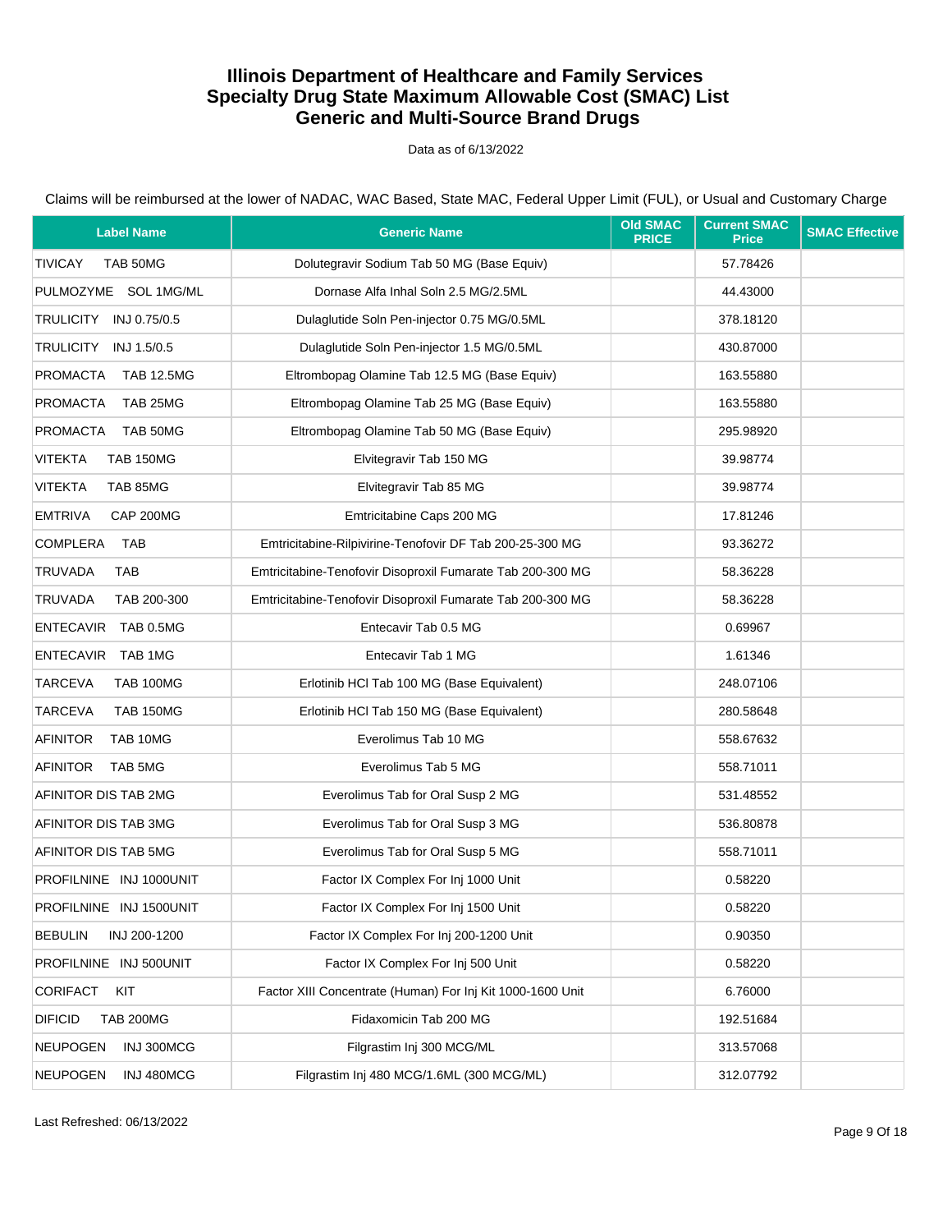# Illinois Department of Healthcare and Family Services
# Specialty Drug State Maximum Allowable Cost (SMAC) List
# Generic and Multi-Source Brand Drugs

Data as of 6/13/2022

Claims will be reimbursed at the lower of NADAC, WAC Based, State MAC, Federal Upper Limit (FUL), or Usual and Customary Charge

| Label Name | Generic Name | Old SMAC PRICE | Current SMAC Price | SMAC Effective |
|---|---|---|---|---|
| TIVICAY TAB 50MG | Dolutegravir Sodium Tab 50 MG (Base Equiv) | | 57.78426 | |
| PULMOZYME SOL 1MG/ML | Dornase Alfa Inhal Soln 2.5 MG/2.5ML | | 44.43000 | |
| TRULICITY INJ 0.75/0.5 | Dulaglutide Soln Pen-injector 0.75 MG/0.5ML | | 378.18120 | |
| TRULICITY INJ 1.5/0.5 | Dulaglutide Soln Pen-injector 1.5 MG/0.5ML | | 430.87000 | |
| PROMACTA TAB 12.5MG | Eltrombopag Olamine Tab 12.5 MG (Base Equiv) | | 163.55880 | |
| PROMACTA TAB 25MG | Eltrombopag Olamine Tab 25 MG (Base Equiv) | | 163.55880 | |
| PROMACTA TAB 50MG | Eltrombopag Olamine Tab 50 MG (Base Equiv) | | 295.98920 | |
| VITEKTA TAB 150MG | Elvitegravir Tab 150 MG | | 39.98774 | |
| VITEKTA TAB 85MG | Elvitegravir Tab 85 MG | | 39.98774 | |
| EMTRIVA CAP 200MG | Emtricitabine Caps 200 MG | | 17.81246 | |
| COMPLERA TAB | Emtricitabine-Rilpivirine-Tenofovir DF Tab 200-25-300 MG | | 93.36272 | |
| TRUVADA TAB | Emtricitabine-Tenofovir Disoproxil Fumarate Tab 200-300 MG | | 58.36228 | |
| TRUVADA TAB 200-300 | Emtricitabine-Tenofovir Disoproxil Fumarate Tab 200-300 MG | | 58.36228 | |
| ENTECAVIR TAB 0.5MG | Entecavir Tab 0.5 MG | | 0.69967 | |
| ENTECAVIR TAB 1MG | Entecavir Tab 1 MG | | 1.61346 | |
| TARCEVA TAB 100MG | Erlotinib HCl Tab 100 MG (Base Equivalent) | | 248.07106 | |
| TARCEVA TAB 150MG | Erlotinib HCl Tab 150 MG (Base Equivalent) | | 280.58648 | |
| AFINITOR TAB 10MG | Everolimus Tab 10 MG | | 558.67632 | |
| AFINITOR TAB 5MG | Everolimus Tab 5 MG | | 558.71011 | |
| AFINITOR DIS TAB 2MG | Everolimus Tab for Oral Susp 2 MG | | 531.48552 | |
| AFINITOR DIS TAB 3MG | Everolimus Tab for Oral Susp 3 MG | | 536.80878 | |
| AFINITOR DIS TAB 5MG | Everolimus Tab for Oral Susp 5 MG | | 558.71011 | |
| PROFILNINE INJ 1000UNIT | Factor IX Complex For Inj 1000 Unit | | 0.58220 | |
| PROFILNINE INJ 1500UNIT | Factor IX Complex For Inj 1500 Unit | | 0.58220 | |
| BEBULIN INJ 200-1200 | Factor IX Complex For Inj 200-1200 Unit | | 0.90350 | |
| PROFILNINE INJ 500UNIT | Factor IX Complex For Inj 500 Unit | | 0.58220 | |
| CORIFACT KIT | Factor XIII Concentrate (Human) For Inj Kit 1000-1600 Unit | | 6.76000 | |
| DIFICID TAB 200MG | Fidaxomicin Tab 200 MG | | 192.51684 | |
| NEUPOGEN INJ 300MCG | Filgrastim Inj 300 MCG/ML | | 313.57068 | |
| NEUPOGEN INJ 480MCG | Filgrastim Inj 480 MCG/1.6ML (300 MCG/ML) | | 312.07792 | |

Last Refreshed: 06/13/2022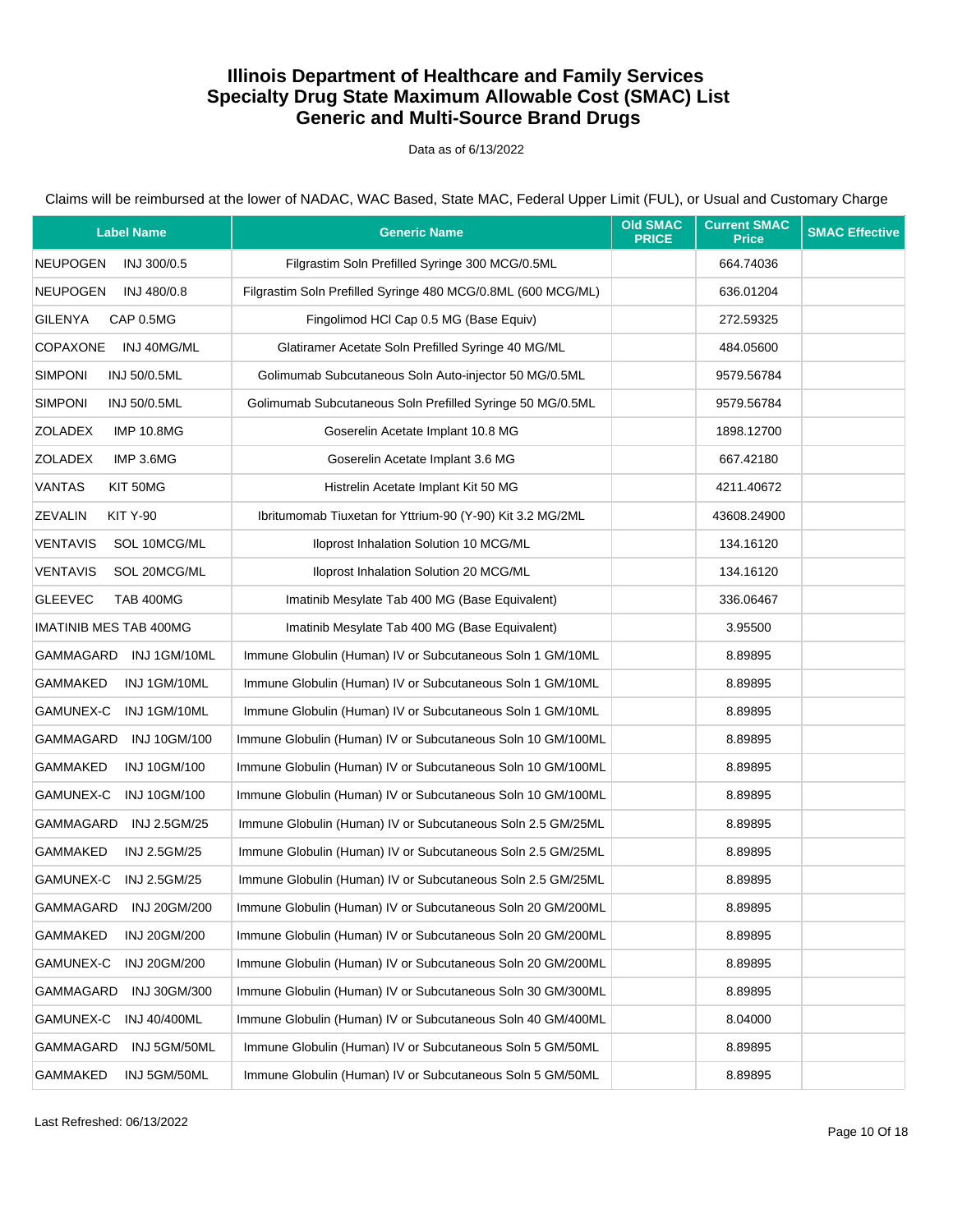# Illinois Department of Healthcare and Family Services
# Specialty Drug State Maximum Allowable Cost (SMAC) List
# Generic and Multi-Source Brand Drugs

Data as of 6/13/2022

Claims will be reimbursed at the lower of NADAC, WAC Based, State MAC, Federal Upper Limit (FUL), or Usual and Customary Charge

| Label Name | Generic Name | Old SMAC PRICE | Current SMAC Price | SMAC Effective |
|---|---|---|---|---|
| NEUPOGEN INJ 300/0.5 | Filgrastim Soln Prefilled Syringe 300 MCG/0.5ML | | 664.74036 | |
| NEUPOGEN INJ 480/0.8 | Filgrastim Soln Prefilled Syringe 480 MCG/0.8ML (600 MCG/ML) | | 636.01204 | |
| GILENYA CAP 0.5MG | Fingolimod HCl Cap 0.5 MG (Base Equiv) | | 272.59325 | |
| COPAXONE INJ 40MG/ML | Glatiramer Acetate Soln Prefilled Syringe 40 MG/ML | | 484.05600 | |
| SIMPONI INJ 50/0.5ML | Golimumab Subcutaneous Soln Auto-injector 50 MG/0.5ML | | 9579.56784 | |
| SIMPONI INJ 50/0.5ML | Golimumab Subcutaneous Soln Prefilled Syringe 50 MG/0.5ML | | 9579.56784 | |
| ZOLADEX IMP 10.8MG | Goserelin Acetate Implant 10.8 MG | | 1898.12700 | |
| ZOLADEX IMP 3.6MG | Goserelin Acetate Implant 3.6 MG | | 667.42180 | |
| VANTAS KIT 50MG | Histrelin Acetate Implant Kit 50 MG | | 4211.40672 | |
| ZEVALIN KIT Y-90 | Ibritumomab Tiuxetan for Yttrium-90 (Y-90) Kit 3.2 MG/2ML | | 43608.24900 | |
| VENTAVIS SOL 10MCG/ML | Iloprost Inhalation Solution 10 MCG/ML | | 134.16120 | |
| VENTAVIS SOL 20MCG/ML | Iloprost Inhalation Solution 20 MCG/ML | | 134.16120 | |
| GLEEVEC TAB 400MG | Imatinib Mesylate Tab 400 MG (Base Equivalent) | | 336.06467 | |
| IMATINIB MES TAB 400MG | Imatinib Mesylate Tab 400 MG (Base Equivalent) | | 3.95500 | |
| GAMMAGARD INJ 1GM/10ML | Immune Globulin (Human) IV or Subcutaneous Soln 1 GM/10ML | | 8.89895 | |
| GAMMAKED INJ 1GM/10ML | Immune Globulin (Human) IV or Subcutaneous Soln 1 GM/10ML | | 8.89895 | |
| GAMUNEX-C INJ 1GM/10ML | Immune Globulin (Human) IV or Subcutaneous Soln 1 GM/10ML | | 8.89895 | |
| GAMMAGARD INJ 10GM/100 | Immune Globulin (Human) IV or Subcutaneous Soln 10 GM/100ML | | 8.89895 | |
| GAMMAKED INJ 10GM/100 | Immune Globulin (Human) IV or Subcutaneous Soln 10 GM/100ML | | 8.89895 | |
| GAMUNEX-C INJ 10GM/100 | Immune Globulin (Human) IV or Subcutaneous Soln 10 GM/100ML | | 8.89895 | |
| GAMMAGARD INJ 2.5GM/25 | Immune Globulin (Human) IV or Subcutaneous Soln 2.5 GM/25ML | | 8.89895 | |
| GAMMAKED INJ 2.5GM/25 | Immune Globulin (Human) IV or Subcutaneous Soln 2.5 GM/25ML | | 8.89895 | |
| GAMUNEX-C INJ 2.5GM/25 | Immune Globulin (Human) IV or Subcutaneous Soln 2.5 GM/25ML | | 8.89895 | |
| GAMMAGARD INJ 20GM/200 | Immune Globulin (Human) IV or Subcutaneous Soln 20 GM/200ML | | 8.89895 | |
| GAMMAKED INJ 20GM/200 | Immune Globulin (Human) IV or Subcutaneous Soln 20 GM/200ML | | 8.89895 | |
| GAMUNEX-C INJ 20GM/200 | Immune Globulin (Human) IV or Subcutaneous Soln 20 GM/200ML | | 8.89895 | |
| GAMMAGARD INJ 30GM/300 | Immune Globulin (Human) IV or Subcutaneous Soln 30 GM/300ML | | 8.89895 | |
| GAMUNEX-C INJ 40/400ML | Immune Globulin (Human) IV or Subcutaneous Soln 40 GM/400ML | | 8.04000 | |
| GAMMAGARD INJ 5GM/50ML | Immune Globulin (Human) IV or Subcutaneous Soln 5 GM/50ML | | 8.89895 | |
| GAMMAKED INJ 5GM/50ML | Immune Globulin (Human) IV or Subcutaneous Soln 5 GM/50ML | | 8.89895 | |

Last Refreshed: 06/13/2022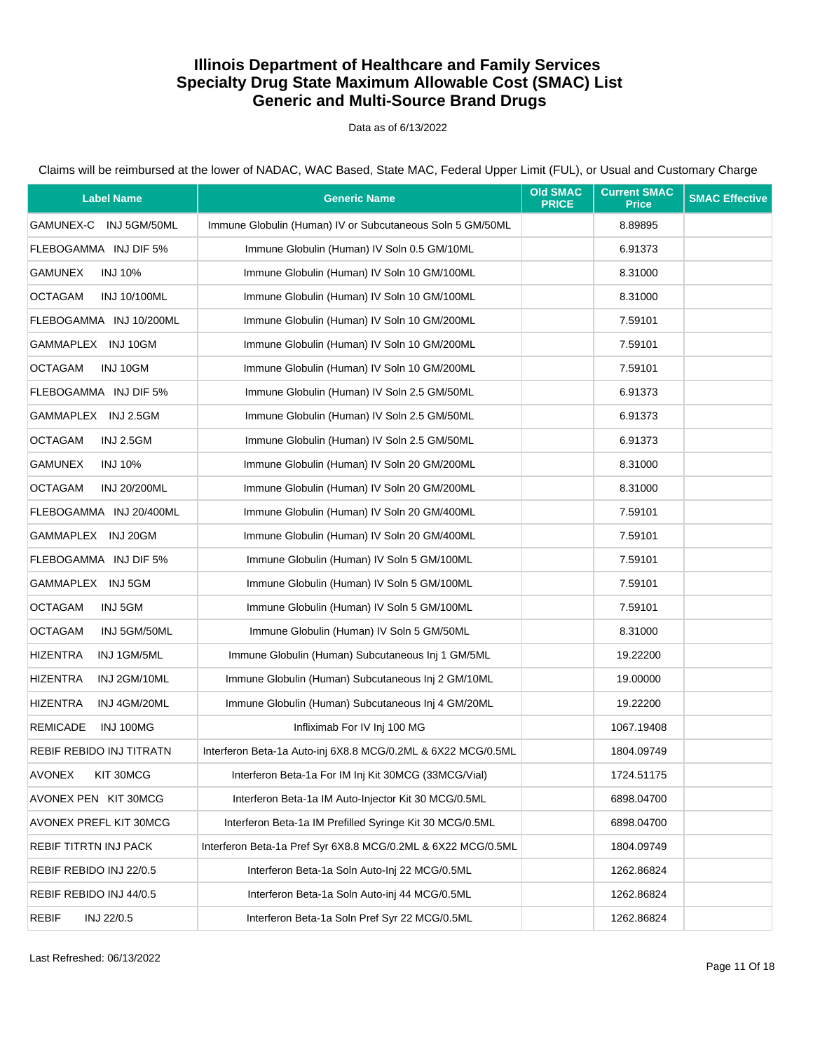# Illinois Department of Healthcare and Family Services
# Specialty Drug State Maximum Allowable Cost (SMAC) List
# Generic and Multi-Source Brand Drugs

Data as of 6/13/2022

Claims will be reimbursed at the lower of NADAC, WAC Based, State MAC, Federal Upper Limit (FUL), or Usual and Customary Charge

| Label Name | Generic Name | Old SMAC PRICE | Current SMAC Price | SMAC Effective |
|---|---|---|---|---|
| GAMUNEX-C INJ 5GM/50ML | Immune Globulin (Human) IV or Subcutaneous Soln 5 GM/50ML | | 8.89895 | |
| FLEBOGAMMA INJ DIF 5% | Immune Globulin (Human) IV Soln 0.5 GM/10ML | | 6.91373 | |
| GAMUNEX INJ 10% | Immune Globulin (Human) IV Soln 10 GM/100ML | | 8.31000 | |
| OCTAGAM INJ 10/100ML | Immune Globulin (Human) IV Soln 10 GM/100ML | | 8.31000 | |
| FLEBOGAMMA INJ 10/200ML | Immune Globulin (Human) IV Soln 10 GM/200ML | | 7.59101 | |
| GAMMAPLEX INJ 10GM | Immune Globulin (Human) IV Soln 10 GM/200ML | | 7.59101 | |
| OCTAGAM INJ 10GM | Immune Globulin (Human) IV Soln 10 GM/200ML | | 7.59101 | |
| FLEBOGAMMA INJ DIF 5% | Immune Globulin (Human) IV Soln 2.5 GM/50ML | | 6.91373 | |
| GAMMAPLEX INJ 2.5GM | Immune Globulin (Human) IV Soln 2.5 GM/50ML | | 6.91373 | |
| OCTAGAM INJ 2.5GM | Immune Globulin (Human) IV Soln 2.5 GM/50ML | | 6.91373 | |
| GAMUNEX INJ 10% | Immune Globulin (Human) IV Soln 20 GM/200ML | | 8.31000 | |
| OCTAGAM INJ 20/200ML | Immune Globulin (Human) IV Soln 20 GM/200ML | | 8.31000 | |
| FLEBOGAMMA INJ 20/400ML | Immune Globulin (Human) IV Soln 20 GM/400ML | | 7.59101 | |
| GAMMAPLEX INJ 20GM | Immune Globulin (Human) IV Soln 20 GM/400ML | | 7.59101 | |
| FLEBOGAMMA INJ DIF 5% | Immune Globulin (Human) IV Soln 5 GM/100ML | | 7.59101 | |
| GAMMAPLEX INJ 5GM | Immune Globulin (Human) IV Soln 5 GM/100ML | | 7.59101 | |
| OCTAGAM INJ 5GM | Immune Globulin (Human) IV Soln 5 GM/100ML | | 7.59101 | |
| OCTAGAM INJ 5GM/50ML | Immune Globulin (Human) IV Soln 5 GM/50ML | | 8.31000 | |
| HIZENTRA INJ 1GM/5ML | Immune Globulin (Human) Subcutaneous Inj 1 GM/5ML | | 19.22200 | |
| HIZENTRA INJ 2GM/10ML | Immune Globulin (Human) Subcutaneous Inj 2 GM/10ML | | 19.00000 | |
| HIZENTRA INJ 4GM/20ML | Immune Globulin (Human) Subcutaneous Inj 4 GM/20ML | | 19.22200 | |
| REMICADE INJ 100MG | Infliximab For IV Inj 100 MG | | 1067.19408 | |
| REBIF REBIDO INJ TITRATN | Interferon Beta-1a Auto-inj 6X8.8 MCG/0.2ML & 6X22 MCG/0.5ML | | 1804.09749 | |
| AVONEX KIT 30MCG | Interferon Beta-1a For IM Inj Kit 30MCG (33MCG/Vial) | | 1724.51175 | |
| AVONEX PEN KIT 30MCG | Interferon Beta-1a IM Auto-Injector Kit 30 MCG/0.5ML | | 6898.04700 | |
| AVONEX PREFL KIT 30MCG | Interferon Beta-1a IM Prefilled Syringe Kit 30 MCG/0.5ML | | 6898.04700 | |
| REBIF TITRTN INJ PACK | Interferon Beta-1a Pref Syr 6X8.8 MCG/0.2ML & 6X22 MCG/0.5ML | | 1804.09749 | |
| REBIF REBIDO INJ 22/0.5 | Interferon Beta-1a Soln Auto-Inj 22 MCG/0.5ML | | 1262.86824 | |
| REBIF REBIDO INJ 44/0.5 | Interferon Beta-1a Soln Auto-inj 44 MCG/0.5ML | | 1262.86824 | |
| REBIF INJ 22/0.5 | Interferon Beta-1a Soln Pref Syr 22 MCG/0.5ML | | 1262.86824 | |

Last Refreshed: 06/13/2022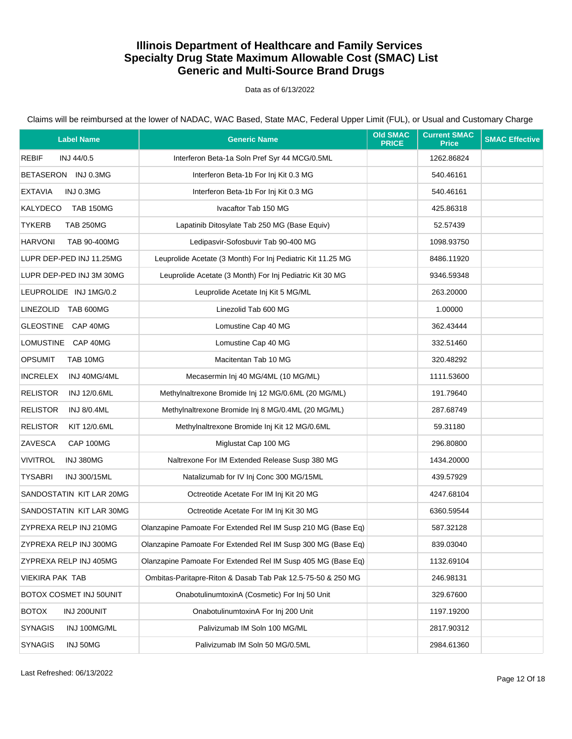# Illinois Department of Healthcare and Family Services
# Specialty Drug State Maximum Allowable Cost (SMAC) List
# Generic and Multi-Source Brand Drugs

Data as of 6/13/2022

Claims will be reimbursed at the lower of NADAC, WAC Based, State MAC, Federal Upper Limit (FUL), or Usual and Customary Charge

| Label Name | Generic Name | Old SMAC PRICE | Current SMAC Price | SMAC Effective |
|---|---|---|---|---|
| REBIF INJ 44/0.5 | Interferon Beta-1a Soln Pref Syr 44 MCG/0.5ML | | 1262.86824 | |
| BETASERON INJ 0.3MG | Interferon Beta-1b For Inj Kit 0.3 MG | | 540.46161 | |
| EXTAVIA INJ 0.3MG | Interferon Beta-1b For Inj Kit 0.3 MG | | 540.46161 | |
| KALYDECO TAB 150MG | Ivacaftor Tab 150 MG | | 425.86318 | |
| TYKERB TAB 250MG | Lapatinib Ditosylate Tab 250 MG (Base Equiv) | | 52.57439 | |
| HARVONI TAB 90-400MG | Ledipasvir-Sofosbuvir Tab 90-400 MG | | 1098.93750 | |
| LUPR DEP-PED INJ 11.25MG | Leuprolide Acetate (3 Month) For Inj Pediatric Kit 11.25 MG | | 8486.11920 | |
| LUPR DEP-PED INJ 3M 30MG | Leuprolide Acetate (3 Month) For Inj Pediatric Kit 30 MG | | 9346.59348 | |
| LEUPROLIDE INJ 1MG/0.2 | Leuprolide Acetate Inj Kit 5 MG/ML | | 263.20000 | |
| LINEZOLID TAB 600MG | Linezolid Tab 600 MG | | 1.00000 | |
| GLEOSTINE CAP 40MG | Lomustine Cap 40 MG | | 362.43444 | |
| LOMUSTINE CAP 40MG | Lomustine Cap 40 MG | | 332.51460 | |
| OPSUMIT TAB 10MG | Macitentan Tab 10 MG | | 320.48292 | |
| INCRELEX INJ 40MG/4ML | Mecasermin Inj 40 MG/4ML (10 MG/ML) | | 1111.53600 | |
| RELISTOR INJ 12/0.6ML | Methylnaltrexone Bromide Inj 12 MG/0.6ML (20 MG/ML) | | 191.79640 | |
| RELISTOR INJ 8/0.4ML | Methylnaltrexone Bromide Inj 8 MG/0.4ML (20 MG/ML) | | 287.68749 | |
| RELISTOR KIT 12/0.6ML | Methylnaltrexone Bromide Inj Kit 12 MG/0.6ML | | 59.31180 | |
| ZAVESCA CAP 100MG | Miglustat Cap 100 MG | | 296.80800 | |
| VIVITROL INJ 380MG | Naltrexone For IM Extended Release Susp 380 MG | | 1434.20000 | |
| TYSABRI INJ 300/15ML | Natalizumab for IV Inj Conc 300 MG/15ML | | 439.57929 | |
| SANDOSTATIN KIT LAR 20MG | Octreotide Acetate For IM Inj Kit 20 MG | | 4247.68104 | |
| SANDOSTATIN KIT LAR 30MG | Octreotide Acetate For IM Inj Kit 30 MG | | 6360.59544 | |
| ZYPREXA RELP INJ 210MG | Olanzapine Pamoate For Extended Rel IM Susp 210 MG (Base Eq) | | 587.32128 | |
| ZYPREXA RELP INJ 300MG | Olanzapine Pamoate For Extended Rel IM Susp 300 MG (Base Eq) | | 839.03040 | |
| ZYPREXA RELP INJ 405MG | Olanzapine Pamoate For Extended Rel IM Susp 405 MG (Base Eq) | | 1132.69104 | |
| VIEKIRA PAK TAB | Ombitas-Paritapre-Riton & Dasab Tab Pak 12.5-75-50 & 250 MG | | 246.98131 | |
| BOTOX COSMET INJ 50UNIT | OnabotulinumtoxinA (Cosmetic) For Inj 50 Unit | | 329.67600 | |
| BOTOX INJ 200UNIT | OnabotulinumtoxinA For Inj 200 Unit | | 1197.19200 | |
| SYNAGIS INJ 100MG/ML | Palivizumab IM Soln 100 MG/ML | | 2817.90312 | |
| SYNAGIS INJ 50MG | Palivizumab IM Soln 50 MG/0.5ML | | 2984.61360 | |

Last Refreshed: 06/13/2022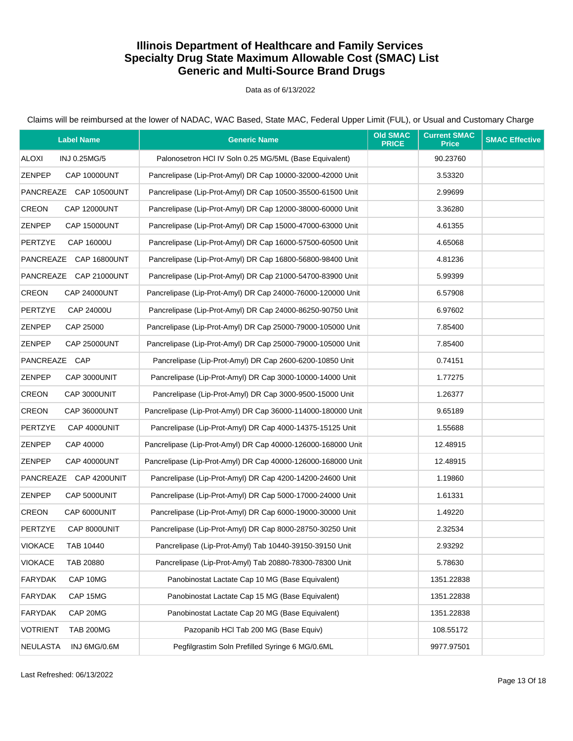# Illinois Department of Healthcare and Family Services
## Specialty Drug State Maximum Allowable Cost (SMAC) List
## Generic and Multi-Source Brand Drugs

Data as of 6/13/2022

Claims will be reimbursed at the lower of NADAC, WAC Based, State MAC, Federal Upper Limit (FUL), or Usual and Customary Charge

| Label Name | Generic Name | Old SMAC PRICE | Current SMAC Price | SMAC Effective |
|---|---|---|---|---|
| ALOXI INJ 0.25MG/5 | Palonosetron HCl IV Soln 0.25 MG/5ML (Base Equivalent) | | 90.23760 | |
| ZENPEP CAP 10000UNT | Pancrelipase (Lip-Prot-Amyl) DR Cap 10000-32000-42000 Unit | | 3.53320 | |
| PANCREAZE CAP 10500UNT | Pancrelipase (Lip-Prot-Amyl) DR Cap 10500-35500-61500 Unit | | 2.99699 | |
| CREON CAP 12000UNT | Pancrelipase (Lip-Prot-Amyl) DR Cap 12000-38000-60000 Unit | | 3.36280 | |
| ZENPEP CAP 15000UNT | Pancrelipase (Lip-Prot-Amyl) DR Cap 15000-47000-63000 Unit | | 4.61355 | |
| PERTZYE CAP 16000U | Pancrelipase (Lip-Prot-Amyl) DR Cap 16000-57500-60500 Unit | | 4.65068 | |
| PANCREAZE CAP 16800UNT | Pancrelipase (Lip-Prot-Amyl) DR Cap 16800-56800-98400 Unit | | 4.81236 | |
| PANCREAZE CAP 21000UNT | Pancrelipase (Lip-Prot-Amyl) DR Cap 21000-54700-83900 Unit | | 5.99399 | |
| CREON CAP 24000UNT | Pancrelipase (Lip-Prot-Amyl) DR Cap 24000-76000-120000 Unit | | 6.57908 | |
| PERTZYE CAP 24000U | Pancrelipase (Lip-Prot-Amyl) DR Cap 24000-86250-90750 Unit | | 6.97602 | |
| ZENPEP CAP 25000 | Pancrelipase (Lip-Prot-Amyl) DR Cap 25000-79000-105000 Unit | | 7.85400 | |
| ZENPEP CAP 25000UNT | Pancrelipase (Lip-Prot-Amyl) DR Cap 25000-79000-105000 Unit | | 7.85400 | |
| PANCREAZE CAP | Pancrelipase (Lip-Prot-Amyl) DR Cap 2600-6200-10850 Unit | | 0.74151 | |
| ZENPEP CAP 3000UNIT | Pancrelipase (Lip-Prot-Amyl) DR Cap 3000-10000-14000 Unit | | 1.77275 | |
| CREON CAP 3000UNIT | Pancrelipase (Lip-Prot-Amyl) DR Cap 3000-9500-15000 Unit | | 1.26377 | |
| CREON CAP 36000UNT | Pancrelipase (Lip-Prot-Amyl) DR Cap 36000-114000-180000 Unit | | 9.65189 | |
| PERTZYE CAP 4000UNIT | Pancrelipase (Lip-Prot-Amyl) DR Cap 4000-14375-15125 Unit | | 1.55688 | |
| ZENPEP CAP 40000 | Pancrelipase (Lip-Prot-Amyl) DR Cap 40000-126000-168000 Unit | | 12.48915 | |
| ZENPEP CAP 40000UNT | Pancrelipase (Lip-Prot-Amyl) DR Cap 40000-126000-168000 Unit | | 12.48915 | |
| PANCREAZE CAP 4200UNIT | Pancrelipase (Lip-Prot-Amyl) DR Cap 4200-14200-24600 Unit | | 1.19860 | |
| ZENPEP CAP 5000UNIT | Pancrelipase (Lip-Prot-Amyl) DR Cap 5000-17000-24000 Unit | | 1.61331 | |
| CREON CAP 6000UNIT | Pancrelipase (Lip-Prot-Amyl) DR Cap 6000-19000-30000 Unit | | 1.49220 | |
| PERTZYE CAP 8000UNIT | Pancrelipase (Lip-Prot-Amyl) DR Cap 8000-28750-30250 Unit | | 2.32534 | |
| VIOKACE TAB 10440 | Pancrelipase (Lip-Prot-Amyl) Tab 10440-39150-39150 Unit | | 2.93292 | |
| VIOKACE TAB 20880 | Pancrelipase (Lip-Prot-Amyl) Tab 20880-78300-78300 Unit | | 5.78630 | |
| FARYDAK CAP 10MG | Panobinostat Lactate Cap 10 MG (Base Equivalent) | | 1351.22838 | |
| FARYDAK CAP 15MG | Panobinostat Lactate Cap 15 MG (Base Equivalent) | | 1351.22838 | |
| FARYDAK CAP 20MG | Panobinostat Lactate Cap 20 MG (Base Equivalent) | | 1351.22838 | |
| VOTRIENT TAB 200MG | Pazopanib HCl Tab 200 MG (Base Equiv) | | 108.55172 | |
| NEULASTA INJ 6MG/0.6M | Pegfilgrastim Soln Prefilled Syringe 6 MG/0.6ML | | 9977.97501 | |

Last Refreshed: 06/13/2022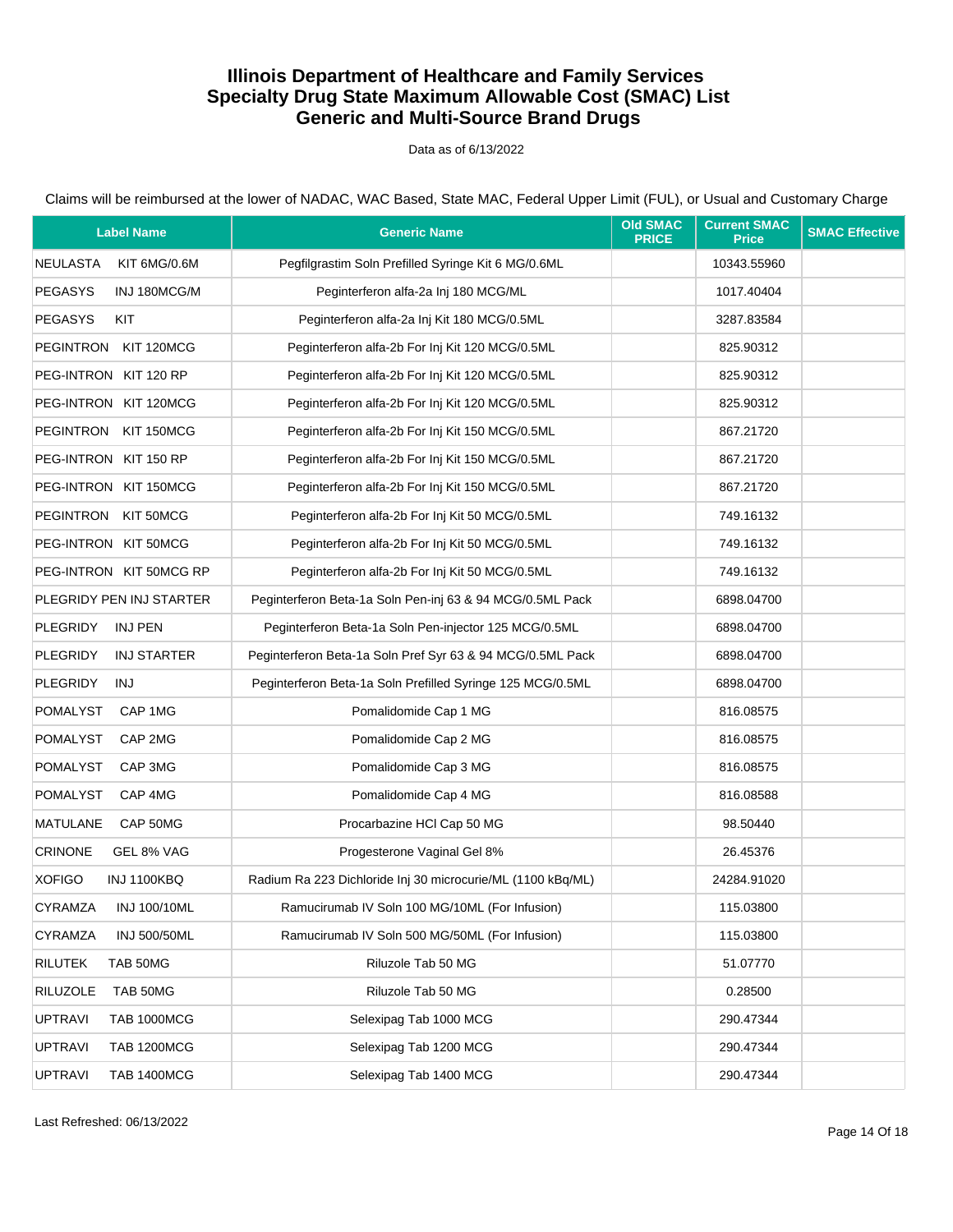# Illinois Department of Healthcare and Family Services
## Specialty Drug State Maximum Allowable Cost (SMAC) List
## Generic and Multi-Source Brand Drugs

Data as of 6/13/2022

Claims will be reimbursed at the lower of NADAC, WAC Based, State MAC, Federal Upper Limit (FUL), or Usual and Customary Charge

| Label Name | Generic Name | Old SMAC PRICE | Current SMAC Price | SMAC Effective |
|---|---|---|---|---|
| NEULASTA KIT 6MG/0.6M | Pegfilgrastim Soln Prefilled Syringe Kit 6 MG/0.6ML | | 10343.55960 | |
| PEGASYS INJ 180MCG/M | Peginterferon alfa-2a Inj 180 MCG/ML | | 1017.40404 | |
| PEGASYS KIT | Peginterferon alfa-2a Inj Kit 180 MCG/0.5ML | | 3287.83584 | |
| PEGINTRON KIT 120MCG | Peginterferon alfa-2b For Inj Kit 120 MCG/0.5ML | | 825.90312 | |
| PEG-INTRON KIT 120 RP | Peginterferon alfa-2b For Inj Kit 120 MCG/0.5ML | | 825.90312 | |
| PEG-INTRON KIT 120MCG | Peginterferon alfa-2b For Inj Kit 120 MCG/0.5ML | | 825.90312 | |
| PEGINTRON KIT 150MCG | Peginterferon alfa-2b For Inj Kit 150 MCG/0.5ML | | 867.21720 | |
| PEG-INTRON KIT 150 RP | Peginterferon alfa-2b For Inj Kit 150 MCG/0.5ML | | 867.21720 | |
| PEG-INTRON KIT 150MCG | Peginterferon alfa-2b For Inj Kit 150 MCG/0.5ML | | 867.21720 | |
| PEGINTRON KIT 50MCG | Peginterferon alfa-2b For Inj Kit 50 MCG/0.5ML | | 749.16132 | |
| PEG-INTRON KIT 50MCG | Peginterferon alfa-2b For Inj Kit 50 MCG/0.5ML | | 749.16132 | |
| PEG-INTRON KIT 50MCG RP | Peginterferon alfa-2b For Inj Kit 50 MCG/0.5ML | | 749.16132 | |
| PLEGRIDY PEN INJ STARTER | Peginterferon Beta-1a Soln Pen-inj 63 & 94 MCG/0.5ML Pack | | 6898.04700 | |
| PLEGRIDY INJ PEN | Peginterferon Beta-1a Soln Pen-injector 125 MCG/0.5ML | | 6898.04700 | |
| PLEGRIDY INJ STARTER | Peginterferon Beta-1a Soln Pref Syr 63 & 94 MCG/0.5ML Pack | | 6898.04700 | |
| PLEGRIDY INJ | Peginterferon Beta-1a Soln Prefilled Syringe 125 MCG/0.5ML | | 6898.04700 | |
| POMALYST CAP 1MG | Pomalidomide Cap 1 MG | | 816.08575 | |
| POMALYST CAP 2MG | Pomalidomide Cap 2 MG | | 816.08575 | |
| POMALYST CAP 3MG | Pomalidomide Cap 3 MG | | 816.08575 | |
| POMALYST CAP 4MG | Pomalidomide Cap 4 MG | | 816.08588 | |
| MATULANE CAP 50MG | Procarbazine HCl Cap 50 MG | | 98.50440 | |
| CRINONE GEL 8% VAG | Progesterone Vaginal Gel 8% | | 26.45376 | |
| XOFIGO INJ 1100KBQ | Radium Ra 223 Dichloride Inj 30 microcurie/ML (1100 kBq/ML) | | 24284.91020 | |
| CYRAMZA INJ 100/10ML | Ramucirumab IV Soln 100 MG/10ML (For Infusion) | | 115.03800 | |
| CYRAMZA INJ 500/50ML | Ramucirumab IV Soln 500 MG/50ML (For Infusion) | | 115.03800 | |
| RILUTEK TAB 50MG | Riluzole Tab 50 MG | | 51.07770 | |
| RILUZOLE TAB 50MG | Riluzole Tab 50 MG | | 0.28500 | |
| UPTRAVI TAB 1000MCG | Selexipag Tab 1000 MCG | | 290.47344 | |
| UPTRAVI TAB 1200MCG | Selexipag Tab 1200 MCG | | 290.47344 | |
| UPTRAVI TAB 1400MCG | Selexipag Tab 1400 MCG | | 290.47344 | |

Last Refreshed: 06/13/2022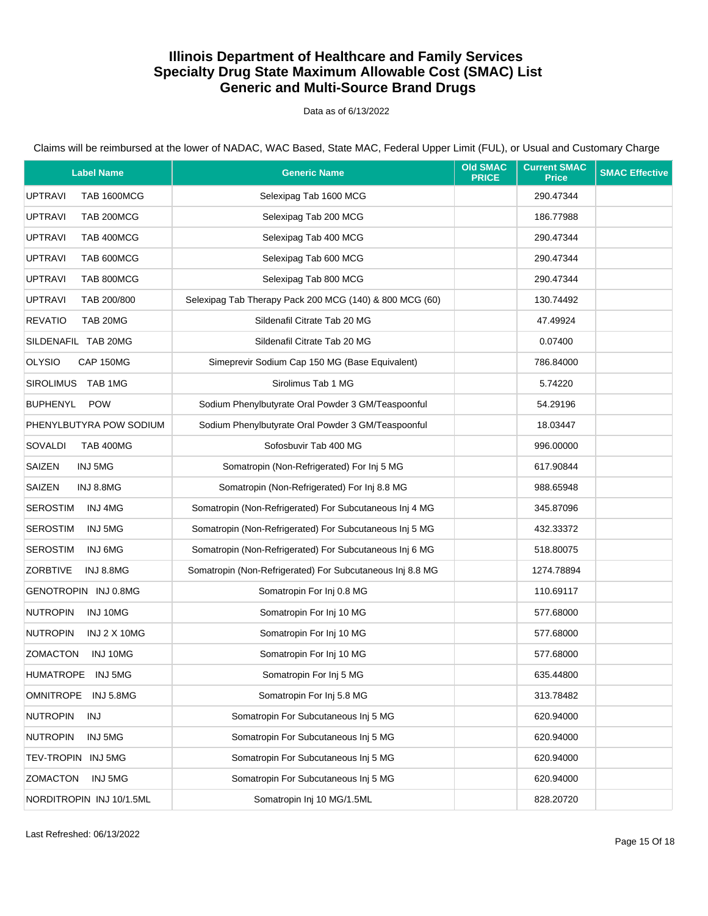# Illinois Department of Healthcare and Family Services
# Specialty Drug State Maximum Allowable Cost (SMAC) List
# Generic and Multi-Source Brand Drugs

Data as of 6/13/2022

Claims will be reimbursed at the lower of NADAC, WAC Based, State MAC, Federal Upper Limit (FUL), or Usual and Customary Charge

| Label Name | Generic Name | Old SMAC PRICE | Current SMAC Price | SMAC Effective |
|---|---|---|---|---|
| UPTRAVI TAB 1600MCG | Selexipag Tab 1600 MCG | | 290.47344 | |
| UPTRAVI TAB 200MCG | Selexipag Tab 200 MCG | | 186.77988 | |
| UPTRAVI TAB 400MCG | Selexipag Tab 400 MCG | | 290.47344 | |
| UPTRAVI TAB 600MCG | Selexipag Tab 600 MCG | | 290.47344 | |
| UPTRAVI TAB 800MCG | Selexipag Tab 800 MCG | | 290.47344 | |
| UPTRAVI TAB 200/800 | Selexipag Tab Therapy Pack 200 MCG (140) & 800 MCG (60) | | 130.74492 | |
| REVATIO TAB 20MG | Sildenafil Citrate Tab 20 MG | | 47.49924 | |
| SILDENAFIL TAB 20MG | Sildenafil Citrate Tab 20 MG | | 0.07400 | |
| OLYSIO CAP 150MG | Simeprevir Sodium Cap 150 MG (Base Equivalent) | | 786.84000 | |
| SIROLIMUS TAB 1MG | Sirolimus Tab 1 MG | | 5.74220 | |
| BUPHENYL POW | Sodium Phenylbutyrate Oral Powder 3 GM/Teaspoonful | | 54.29196 | |
| PHENYLBUTYRA POW SODIUM | Sodium Phenylbutyrate Oral Powder 3 GM/Teaspoonful | | 18.03447 | |
| SOVALDI TAB 400MG | Sofosbuvir Tab 400 MG | | 996.00000 | |
| SAIZEN INJ 5MG | Somatropin (Non-Refrigerated) For Inj 5 MG | | 617.90844 | |
| SAIZEN INJ 8.8MG | Somatropin (Non-Refrigerated) For Inj 8.8 MG | | 988.65948 | |
| SEROSTIM INJ 4MG | Somatropin (Non-Refrigerated) For Subcutaneous Inj 4 MG | | 345.87096 | |
| SEROSTIM INJ 5MG | Somatropin (Non-Refrigerated) For Subcutaneous Inj 5 MG | | 432.33372 | |
| SEROSTIM INJ 6MG | Somatropin (Non-Refrigerated) For Subcutaneous Inj 6 MG | | 518.80075 | |
| ZORBTIVE INJ 8.8MG | Somatropin (Non-Refrigerated) For Subcutaneous Inj 8.8 MG | | 1274.78894 | |
| GENOTROPIN INJ 0.8MG | Somatropin For Inj 0.8 MG | | 110.69117 | |
| NUTROPIN INJ 10MG | Somatropin For Inj 10 MG | | 577.68000 | |
| NUTROPIN INJ 2 X 10MG | Somatropin For Inj 10 MG | | 577.68000 | |
| ZOMACTON INJ 10MG | Somatropin For Inj 10 MG | | 577.68000 | |
| HUMATROPE INJ 5MG | Somatropin For Inj 5 MG | | 635.44800 | |
| OMNITROPE INJ 5.8MG | Somatropin For Inj 5.8 MG | | 313.78482 | |
| NUTROPIN INJ | Somatropin For Subcutaneous Inj 5 MG | | 620.94000 | |
| NUTROPIN INJ 5MG | Somatropin For Subcutaneous Inj 5 MG | | 620.94000 | |
| TEV-TROPIN INJ 5MG | Somatropin For Subcutaneous Inj 5 MG | | 620.94000 | |
| ZOMACTON INJ 5MG | Somatropin For Subcutaneous Inj 5 MG | | 620.94000 | |
| NORDITROPIN INJ 10/1.5ML | Somatropin Inj 10 MG/1.5ML | | 828.20720 | |

Last Refreshed: 06/13/2022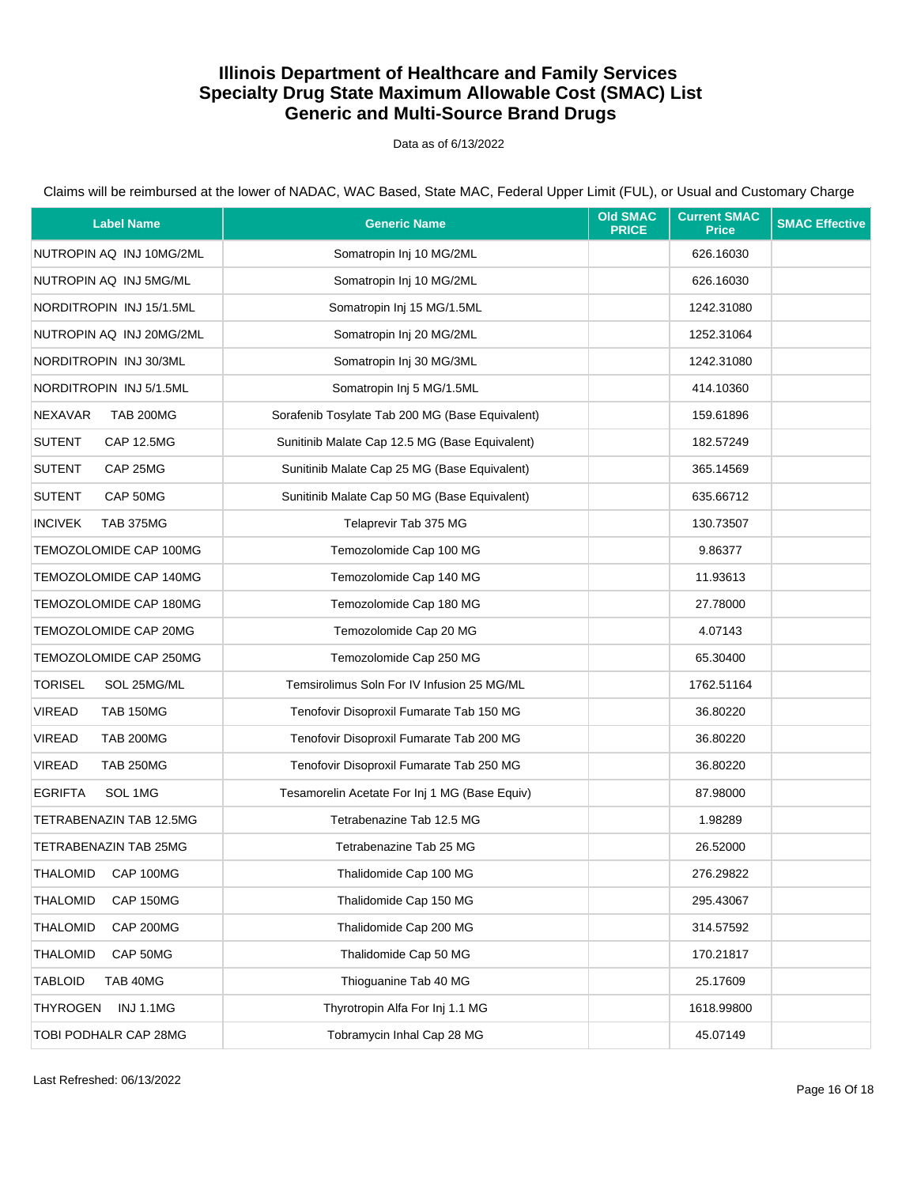# Illinois Department of Healthcare and Family Services
# Specialty Drug State Maximum Allowable Cost (SMAC) List
# Generic and Multi-Source Brand Drugs

Data as of 6/13/2022

Claims will be reimbursed at the lower of NADAC, WAC Based, State MAC, Federal Upper Limit (FUL), or Usual and Customary Charge

| Label Name | Generic Name | Old SMAC PRICE | Current SMAC Price | SMAC Effective |
|---|---|---|---|---|
| NUTROPIN AQ INJ 10MG/2ML | Somatropin Inj 10 MG/2ML | | 626.16030 | |
| NUTROPIN AQ INJ 5MG/ML | Somatropin Inj 10 MG/2ML | | 626.16030 | |
| NORDITROPIN INJ 15/1.5ML | Somatropin Inj 15 MG/1.5ML | | 1242.31080 | |
| NUTROPIN AQ INJ 20MG/2ML | Somatropin Inj 20 MG/2ML | | 1252.31064 | |
| NORDITROPIN INJ 30/3ML | Somatropin Inj 30 MG/3ML | | 1242.31080 | |
| NORDITROPIN INJ 5/1.5ML | Somatropin Inj 5 MG/1.5ML | | 414.10360 | |
| NEXAVAR TAB 200MG | Sorafenib Tosylate Tab 200 MG (Base Equivalent) | | 159.61896 | |
| SUTENT CAP 12.5MG | Sunitinib Malate Cap 12.5 MG (Base Equivalent) | | 182.57249 | |
| SUTENT CAP 25MG | Sunitinib Malate Cap 25 MG (Base Equivalent) | | 365.14569 | |
| SUTENT CAP 50MG | Sunitinib Malate Cap 50 MG (Base Equivalent) | | 635.66712 | |
| INCIVEK TAB 375MG | Telaprevir Tab 375 MG | | 130.73507 | |
| TEMOZOLOMIDE CAP 100MG | Temozolomide Cap 100 MG | | 9.86377 | |
| TEMOZOLOMIDE CAP 140MG | Temozolomide Cap 140 MG | | 11.93613 | |
| TEMOZOLOMIDE CAP 180MG | Temozolomide Cap 180 MG | | 27.78000 | |
| TEMOZOLOMIDE CAP 20MG | Temozolomide Cap 20 MG | | 4.07143 | |
| TEMOZOLOMIDE CAP 250MG | Temozolomide Cap 250 MG | | 65.30400 | |
| TORISEL SOL 25MG/ML | Temsirolimus Soln For IV Infusion 25 MG/ML | | 1762.51164 | |
| VIREAD TAB 150MG | Tenofovir Disoproxil Fumarate Tab 150 MG | | 36.80220 | |
| VIREAD TAB 200MG | Tenofovir Disoproxil Fumarate Tab 200 MG | | 36.80220 | |
| VIREAD TAB 250MG | Tenofovir Disoproxil Fumarate Tab 250 MG | | 36.80220 | |
| EGRIFTA SOL 1MG | Tesamorelin Acetate For Inj 1 MG (Base Equiv) | | 87.98000 | |
| TETRABENAZIN TAB 12.5MG | Tetrabenazine Tab 12.5 MG | | 1.98289 | |
| TETRABENAZIN TAB 25MG | Tetrabenazine Tab 25 MG | | 26.52000 | |
| THALOMID CAP 100MG | Thalidomide Cap 100 MG | | 276.29822 | |
| THALOMID CAP 150MG | Thalidomide Cap 150 MG | | 295.43067 | |
| THALOMID CAP 200MG | Thalidomide Cap 200 MG | | 314.57592 | |
| THALOMID CAP 50MG | Thalidomide Cap 50 MG | | 170.21817 | |
| TABLOID TAB 40MG | Thioguanine Tab 40 MG | | 25.17609 | |
| THYROGEN INJ 1.1MG | Thyrotropin Alfa For Inj 1.1 MG | | 1618.99800 | |
| TOBI PODHALR CAP 28MG | Tobramycin Inhal Cap 28 MG | | 45.07149 | |

Last Refreshed: 06/13/2022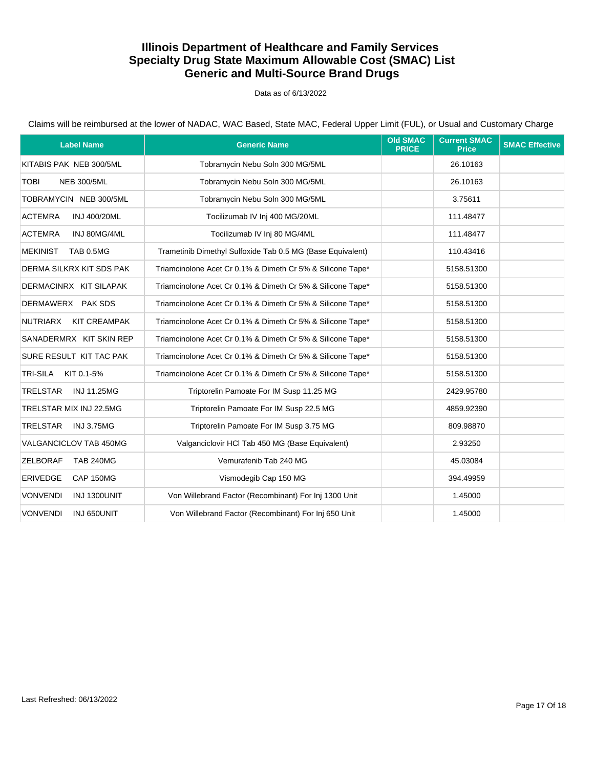# Illinois Department of Healthcare and Family Services
# Specialty Drug State Maximum Allowable Cost (SMAC) List
# Generic and Multi-Source Brand Drugs

Data as of 6/13/2022

Claims will be reimbursed at the lower of NADAC, WAC Based, State MAC, Federal Upper Limit (FUL), or Usual and Customary Charge

| Label Name | Generic Name | Old SMAC PRICE | Current SMAC Price | SMAC Effective |
|---|---|---|---|---|
| KITABIS PAK NEB 300/5ML | Tobramycin Nebu Soln 300 MG/5ML | | 26.10163 | |
| TOBI NEB 300/5ML | Tobramycin Nebu Soln 300 MG/5ML | | 26.10163 | |
| TOBRAMYCIN NEB 300/5ML | Tobramycin Nebu Soln 300 MG/5ML | | 3.75611 | |
| ACTEMRA INJ 400/20ML | Tocilizumab IV Inj 400 MG/20ML | | 111.48477 | |
| ACTEMRA INJ 80MG/4ML | Tocilizumab IV Inj 80 MG/4ML | | 111.48477 | |
| MEKINIST TAB 0.5MG | Trametinib Dimethyl Sulfoxide Tab 0.5 MG (Base Equivalent) | | 110.43416 | |
| DERMA SILKRX KIT SDS PAK | Triamcinolone Acet Cr 0.1% & Dimeth Cr 5% & Silicone Tape* | | 5158.51300 | |
| DERMACINRX KIT SILAPAK | Triamcinolone Acet Cr 0.1% & Dimeth Cr 5% & Silicone Tape* | | 5158.51300 | |
| DERMAWERX PAK SDS | Triamcinolone Acet Cr 0.1% & Dimeth Cr 5% & Silicone Tape* | | 5158.51300 | |
| NUTRIARX KIT CREAMPAK | Triamcinolone Acet Cr 0.1% & Dimeth Cr 5% & Silicone Tape* | | 5158.51300 | |
| SANADERMRX KIT SKIN REP | Triamcinolone Acet Cr 0.1% & Dimeth Cr 5% & Silicone Tape* | | 5158.51300 | |
| SURE RESULT KIT TAC PAK | Triamcinolone Acet Cr 0.1% & Dimeth Cr 5% & Silicone Tape* | | 5158.51300 | |
| TRI-SILA KIT 0.1-5% | Triamcinolone Acet Cr 0.1% & Dimeth Cr 5% & Silicone Tape* | | 5158.51300 | |
| TRELSTAR INJ 11.25MG | Triptorelin Pamoate For IM Susp 11.25 MG | | 2429.95780 | |
| TRELSTAR MIX INJ 22.5MG | Triptorelin Pamoate For IM Susp 22.5 MG | | 4859.92390 | |
| TRELSTAR INJ 3.75MG | Triptorelin Pamoate For IM Susp 3.75 MG | | 809.98870 | |
| VALGANCICLOV TAB 450MG | Valganciclovir HCl Tab 450 MG (Base Equivalent) | | 2.93250 | |
| ZELBORAF TAB 240MG | Vemurafenib Tab 240 MG | | 45.03084 | |
| ERIVEDGE CAP 150MG | Vismodegib Cap 150 MG | | 394.49959 | |
| VONVENDI INJ 1300UNIT | Von Willebrand Factor (Recombinant) For Inj 1300 Unit | | 1.45000 | |
| VONVENDI INJ 650UNIT | Von Willebrand Factor (Recombinant) For Inj 650 Unit | | 1.45000 | |

Last Refreshed: 06/13/2022